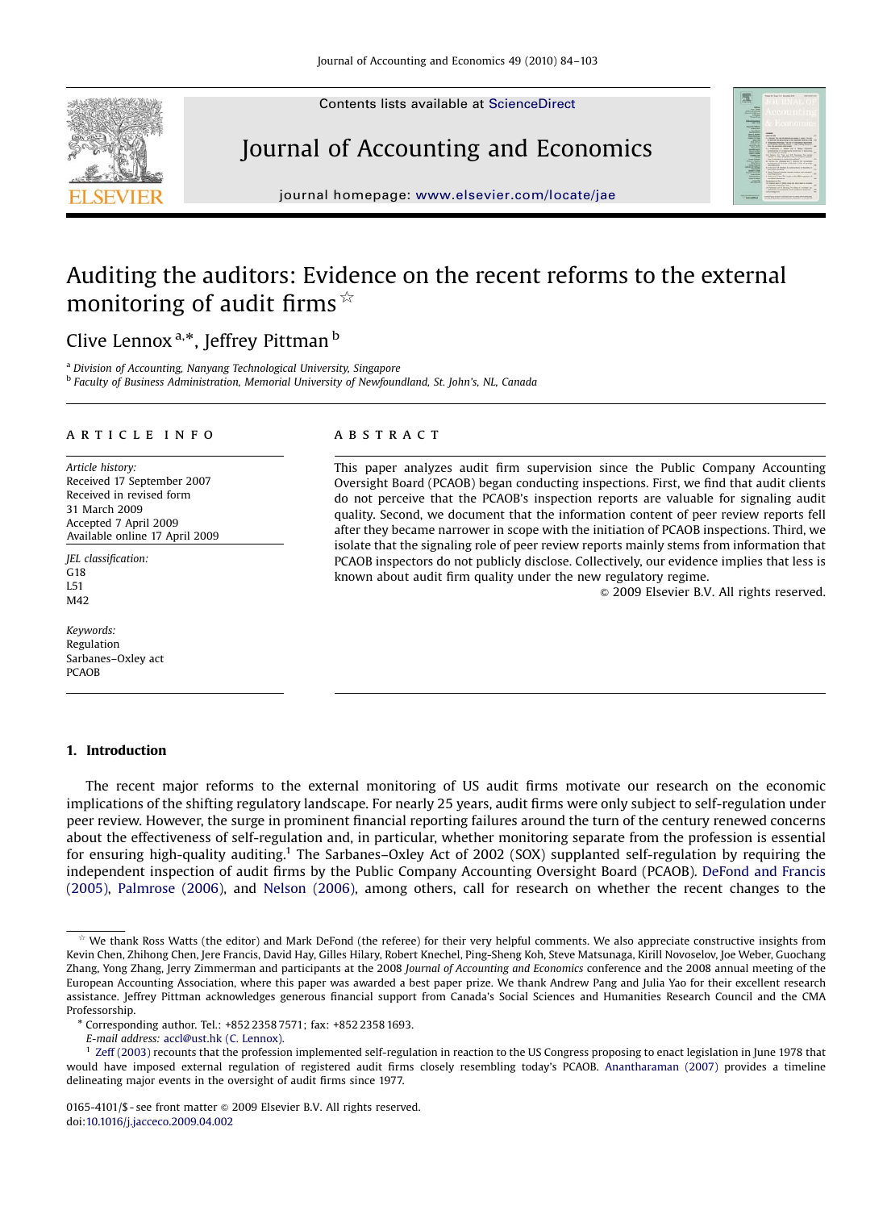# Auditing the auditors: Evidence on the recent reforms to the external monitoring of audit firms ☆

Clive Lennox [a,*], Jeffrey Pittman [b]

[a] *Division of Accounting, Nanyang Technological University, Singapore*
[b] *Faculty of Business Administration, Memorial University of Newfoundland, St. John's, NL, Canada*

## ARTICLE INFO

*Article history:*
Received 17 September 2007
Received in revised form
31 March 2009
Accepted 7 April 2009
Available online 17 April 2009

*JEL classification:*
G18
L51
M42

*Keywords:*
Regulation
Sarbanes–Oxley act
PCAOB

## ABSTRACT

This paper analyzes audit firm supervision since the Public Company Accounting Oversight Board (PCAOB) began conducting inspections. First, we find that audit clients do not perceive that the PCAOB's inspection reports are valuable for signaling audit quality. Second, we document that the information content of peer review reports fell after they became narrower in scope with the initiation of PCAOB inspections. Third, we isolate that the signaling role of peer review reports mainly stems from information that PCAOB inspectors do not publicly disclose. Collectively, our evidence implies that less is known about audit firm quality under the new regulatory regime.

© 2009 Elsevier B.V. All rights reserved.

## 1. Introduction

The recent major reforms to the external monitoring of US audit firms motivate our research on the economic implications of the shifting regulatory landscape. For nearly 25 years, audit firms were only subject to self-regulation under peer review. However, the surge in prominent financial reporting failures around the turn of the century renewed concerns about the effectiveness of self-regulation and, in particular, whether monitoring separate from the profession is essential for ensuring high-quality auditing.[1] The Sarbanes–Oxley Act of 2002 (SOX) supplanted self-regulation by requiring the independent inspection of audit firms by the Public Company Accounting Oversight Board (PCAOB). DeFond and Francis (2005), Palmrose (2006), and Nelson (2006), among others, call for research on whether the recent changes to the

---

☆ We thank Ross Watts (the editor) and Mark DeFond (the referee) for their very helpful comments. We also appreciate constructive insights from Kevin Chen, Zhihong Chen, Jere Francis, David Hay, Gilles Hilary, Robert Knechel, Ping-Sheng Koh, Steve Matsunaga, Kirill Novoselov, Joe Weber, Guochang Zhang, Yong Zhang, Jerry Zimmerman and participants at the 2008 *Journal of Accounting and Economics* conference and the 2008 annual meeting of the European Accounting Association, where this paper was awarded a best paper prize. We thank Andrew Pang and Julia Yao for their excellent research assistance. Jeffrey Pittman acknowledges generous financial support from Canada's Social Sciences and Humanities Research Council and the CMA Professorship.

\* Corresponding author. Tel.: +852 2358 7571; fax: +852 2358 1693.
*E-mail address:* accl@ust.hk (C. Lennox).

[1] Zeff (2003) recounts that the profession implemented self-regulation in reaction to the US Congress proposing to enact legislation in June 1978 that would have imposed external regulation of registered audit firms closely resembling today's PCAOB. Anantharaman (2007) provides a timeline delineating major events in the oversight of audit firms since 1977.

0165-4101/$ - see front matter © 2009 Elsevier B.V. All rights reserved.
doi:10.1016/j.jacceco.2009.04.002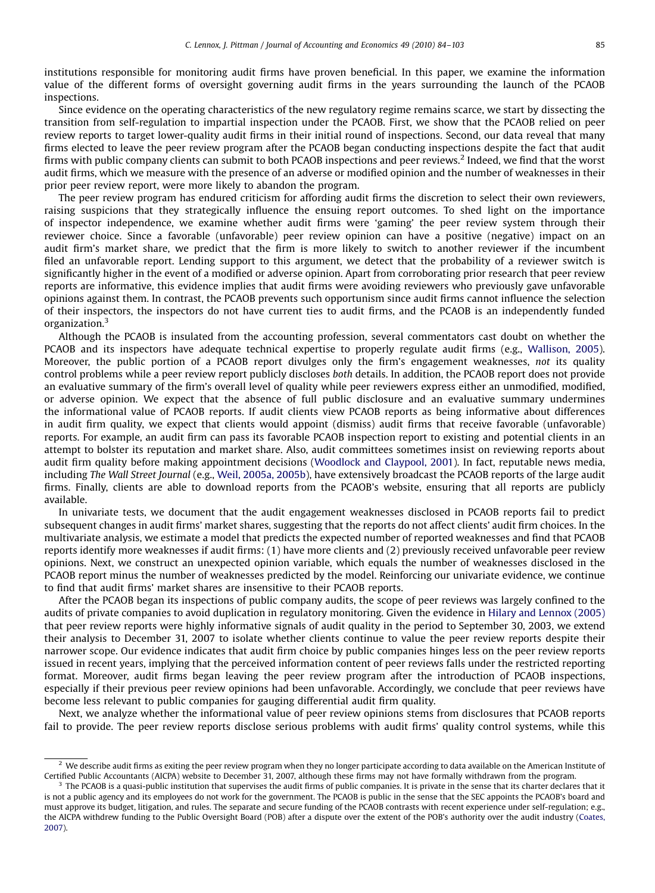institutions responsible for monitoring audit firms have proven beneficial. In this paper, we examine the information value of the different forms of oversight governing audit firms in the years surrounding the launch of the PCAOB inspections.

Since evidence on the operating characteristics of the new regulatory regime remains scarce, we start by dissecting the transition from self-regulation to impartial inspection under the PCAOB. First, we show that the PCAOB relied on peer review reports to target lower-quality audit firms in their initial round of inspections. Second, our data reveal that many firms elected to leave the peer review program after the PCAOB began conducting inspections despite the fact that audit firms with public company clients can submit to both PCAOB inspections and peer reviews.[2] Indeed, we find that the worst audit firms, which we measure with the presence of an adverse or modified opinion and the number of weaknesses in their prior peer review report, were more likely to abandon the program.

The peer review program has endured criticism for affording audit firms the discretion to select their own reviewers, raising suspicions that they strategically influence the ensuing report outcomes. To shed light on the importance of inspector independence, we examine whether audit firms were 'gaming' the peer review system through their reviewer choice. Since a favorable (unfavorable) peer review opinion can have a positive (negative) impact on an audit firm's market share, we predict that the firm is more likely to switch to another reviewer if the incumbent filed an unfavorable report. Lending support to this argument, we detect that the probability of a reviewer switch is significantly higher in the event of a modified or adverse opinion. Apart from corroborating prior research that peer review reports are informative, this evidence implies that audit firms were avoiding reviewers who previously gave unfavorable opinions against them. In contrast, the PCAOB prevents such opportunism since audit firms cannot influence the selection of their inspectors, the inspectors do not have current ties to audit firms, and the PCAOB is an independently funded organization.[3]

Although the PCAOB is insulated from the accounting profession, several commentators cast doubt on whether the PCAOB and its inspectors have adequate technical expertise to properly regulate audit firms (e.g., Wallison, 2005). Moreover, the public portion of a PCAOB report divulges only the firm's engagement weaknesses, *not* its quality control problems while a peer review report publicly discloses *both* details. In addition, the PCAOB report does not provide an evaluative summary of the firm's overall level of quality while peer reviewers express either an unmodified, modified, or adverse opinion. We expect that the absence of full public disclosure and an evaluative summary undermines the informational value of PCAOB reports. If audit clients view PCAOB reports as being informative about differences in audit firm quality, we expect that clients would appoint (dismiss) audit firms that receive favorable (unfavorable) reports. For example, an audit firm can pass its favorable PCAOB inspection report to existing and potential clients in an attempt to bolster its reputation and market share. Also, audit committees sometimes insist on reviewing reports about audit firm quality before making appointment decisions (Woodlock and Claypool, 2001). In fact, reputable news media, including *The Wall Street Journal* (e.g., Weil, 2005a, 2005b), have extensively broadcast the PCAOB reports of the large audit firms. Finally, clients are able to download reports from the PCAOB's website, ensuring that all reports are publicly available.

In univariate tests, we document that the audit engagement weaknesses disclosed in PCAOB reports fail to predict subsequent changes in audit firms' market shares, suggesting that the reports do not affect clients' audit firm choices. In the multivariate analysis, we estimate a model that predicts the expected number of reported weaknesses and find that PCAOB reports identify more weaknesses if audit firms: (1) have more clients and (2) previously received unfavorable peer review opinions. Next, we construct an unexpected opinion variable, which equals the number of weaknesses disclosed in the PCAOB report minus the number of weaknesses predicted by the model. Reinforcing our univariate evidence, we continue to find that audit firms' market shares are insensitive to their PCAOB reports.

After the PCAOB began its inspections of public company audits, the scope of peer reviews was largely confined to the audits of private companies to avoid duplication in regulatory monitoring. Given the evidence in Hilary and Lennox (2005) that peer review reports were highly informative signals of audit quality in the period to September 30, 2003, we extend their analysis to December 31, 2007 to isolate whether clients continue to value the peer review reports despite their narrower scope. Our evidence indicates that audit firm choice by public companies hinges less on the peer review reports issued in recent years, implying that the perceived information content of peer reviews falls under the restricted reporting format. Moreover, audit firms began leaving the peer review program after the introduction of PCAOB inspections, especially if their previous peer review opinions had been unfavorable. Accordingly, we conclude that peer reviews have become less relevant to public companies for gauging differential audit firm quality.

Next, we analyze whether the informational value of peer review opinions stems from disclosures that PCAOB reports fail to provide. The peer review reports disclose serious problems with audit firms' quality control systems, while this

---

[2] We describe audit firms as exiting the peer review program when they no longer participate according to data available on the American Institute of Certified Public Accountants (AICPA) website to December 31, 2007, although these firms may not have formally withdrawn from the program.

[3] The PCAOB is a quasi-public institution that supervises the audit firms of public companies. It is private in the sense that its charter declares that it is not a public agency and its employees do not work for the government. The PCAOB is public in the sense that the SEC appoints the PCAOB's board and must approve its budget, litigation, and rules. The separate and secure funding of the PCAOB contrasts with recent experience under self-regulation; e.g., the AICPA withdrew funding to the Public Oversight Board (POB) after a dispute over the extent of the POB's authority over the audit industry (Coates, 2007).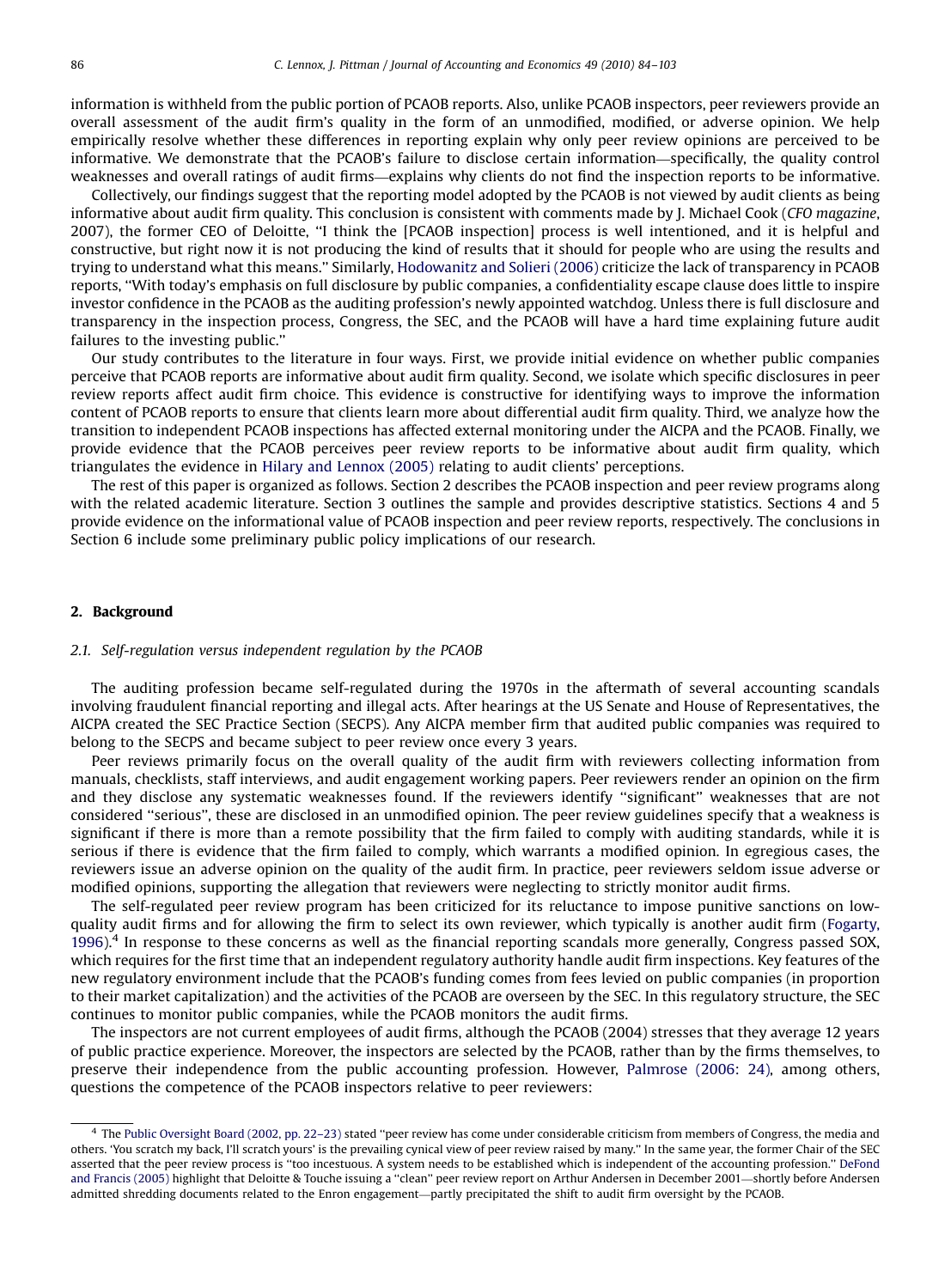information is withheld from the public portion of PCAOB reports. Also, unlike PCAOB inspectors, peer reviewers provide an overall assessment of the audit firm's quality in the form of an unmodified, modified, or adverse opinion. We help empirically resolve whether these differences in reporting explain why only peer review opinions are perceived to be informative. We demonstrate that the PCAOB's failure to disclose certain information—specifically, the quality control weaknesses and overall ratings of audit firms—explains why clients do not find the inspection reports to be informative.

Collectively, our findings suggest that the reporting model adopted by the PCAOB is not viewed by audit clients as being informative about audit firm quality. This conclusion is consistent with comments made by J. Michael Cook (*CFO magazine*, 2007), the former CEO of Deloitte, "I think the [PCAOB inspection] process is well intentioned, and it is helpful and constructive, but right now it is not producing the kind of results that it should for people who are using the results and trying to understand what this means." Similarly, Hodowanitz and Solieri (2006) criticize the lack of transparency in PCAOB reports, "With today's emphasis on full disclosure by public companies, a confidentiality escape clause does little to inspire investor confidence in the PCAOB as the auditing profession's newly appointed watchdog. Unless there is full disclosure and transparency in the inspection process, Congress, the SEC, and the PCAOB will have a hard time explaining future audit failures to the investing public."

Our study contributes to the literature in four ways. First, we provide initial evidence on whether public companies perceive that PCAOB reports are informative about audit firm quality. Second, we isolate which specific disclosures in peer review reports affect audit firm choice. This evidence is constructive for identifying ways to improve the information content of PCAOB reports to ensure that clients learn more about differential audit firm quality. Third, we analyze how the transition to independent PCAOB inspections has affected external monitoring under the AICPA and the PCAOB. Finally, we provide evidence that the PCAOB perceives peer review reports to be informative about audit firm quality, which triangulates the evidence in Hilary and Lennox (2005) relating to audit clients' perceptions.

The rest of this paper is organized as follows. Section 2 describes the PCAOB inspection and peer review programs along with the related academic literature. Section 3 outlines the sample and provides descriptive statistics. Sections 4 and 5 provide evidence on the informational value of PCAOB inspection and peer review reports, respectively. The conclusions in Section 6 include some preliminary public policy implications of our research.

## 2. Background

### 2.1. Self-regulation versus independent regulation by the PCAOB

The auditing profession became self-regulated during the 1970s in the aftermath of several accounting scandals involving fraudulent financial reporting and illegal acts. After hearings at the US Senate and House of Representatives, the AICPA created the SEC Practice Section (SECPS). Any AICPA member firm that audited public companies was required to belong to the SECPS and became subject to peer review once every 3 years.

Peer reviews primarily focus on the overall quality of the audit firm with reviewers collecting information from manuals, checklists, staff interviews, and audit engagement working papers. Peer reviewers render an opinion on the firm and they disclose any systematic weaknesses found. If the reviewers identify "significant" weaknesses that are not considered "serious", these are disclosed in an unmodified opinion. The peer review guidelines specify that a weakness is significant if there is more than a remote possibility that the firm failed to comply with auditing standards, while it is serious if there is evidence that the firm failed to comply, which warrants a modified opinion. In egregious cases, the reviewers issue an adverse opinion on the quality of the audit firm. In practice, peer reviewers seldom issue adverse or modified opinions, supporting the allegation that reviewers were neglecting to strictly monitor audit firms.

The self-regulated peer review program has been criticized for its reluctance to impose punitive sanctions on low-quality audit firms and for allowing the firm to select its own reviewer, which typically is another audit firm (Fogarty, 1996).[4] In response to these concerns as well as the financial reporting scandals more generally, Congress passed SOX, which requires for the first time that an independent regulatory authority handle audit firm inspections. Key features of the new regulatory environment include that the PCAOB's funding comes from fees levied on public companies (in proportion to their market capitalization) and the activities of the PCAOB are overseen by the SEC. In this regulatory structure, the SEC continues to monitor public companies, while the PCAOB monitors the audit firms.

The inspectors are not current employees of audit firms, although the PCAOB (2004) stresses that they average 12 years of public practice experience. Moreover, the inspectors are selected by the PCAOB, rather than by the firms themselves, to preserve their independence from the public accounting profession. However, Palmrose (2006: 24), among others, questions the competence of the PCAOB inspectors relative to peer reviewers:

---

[4] The Public Oversight Board (2002, pp. 22–23) stated "peer review has come under considerable criticism from members of Congress, the media and others. 'You scratch my back, I'll scratch yours' is the prevailing cynical view of peer review raised by many." In the same year, the former Chair of the SEC asserted that the peer review process is "too incestuous. A system needs to be established which is independent of the accounting profession." DeFond and Francis (2005) highlight that Deloitte & Touche issuing a "clean" peer review report on Arthur Andersen in December 2001—shortly before Andersen admitted shredding documents related to the Enron engagement—partly precipitated the shift to audit firm oversight by the PCAOB.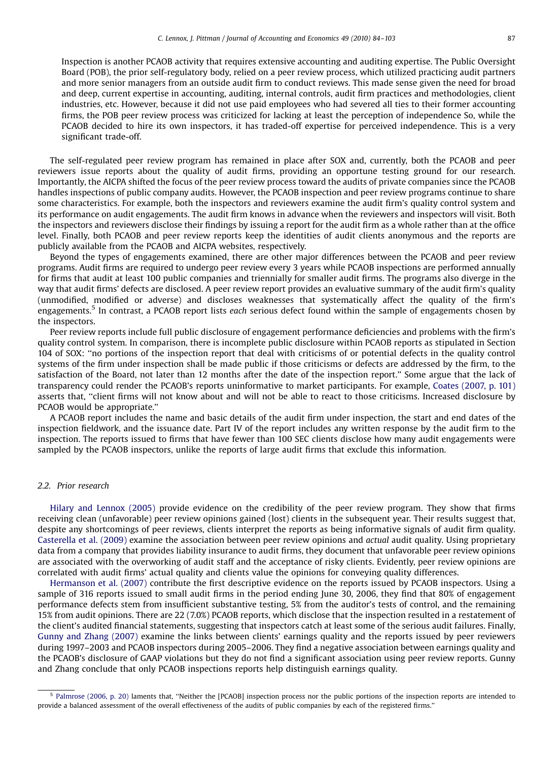Inspection is another PCAOB activity that requires extensive accounting and auditing expertise. The Public Oversight Board (POB), the prior self-regulatory body, relied on a peer review process, which utilized practicing audit partners and more senior managers from an outside audit firm to conduct reviews. This made sense given the need for broad and deep, current expertise in accounting, auditing, internal controls, audit firm practices and methodologies, client industries, etc. However, because it did not use paid employees who had severed all ties to their former accounting firms, the POB peer review process was criticized for lacking at least the perception of independence So, while the PCAOB decided to hire its own inspectors, it has traded-off expertise for perceived independence. This is a very significant trade-off.

The self-regulated peer review program has remained in place after SOX and, currently, both the PCAOB and peer reviewers issue reports about the quality of audit firms, providing an opportune testing ground for our research. Importantly, the AICPA shifted the focus of the peer review process toward the audits of private companies since the PCAOB handles inspections of public company audits. However, the PCAOB inspection and peer review programs continue to share some characteristics. For example, both the inspectors and reviewers examine the audit firm's quality control system and its performance on audit engagements. The audit firm knows in advance when the reviewers and inspectors will visit. Both the inspectors and reviewers disclose their findings by issuing a report for the audit firm as a whole rather than at the office level. Finally, both PCAOB and peer review reports keep the identities of audit clients anonymous and the reports are publicly available from the PCAOB and AICPA websites, respectively.

Beyond the types of engagements examined, there are other major differences between the PCAOB and peer review programs. Audit firms are required to undergo peer review every 3 years while PCAOB inspections are performed annually for firms that audit at least 100 public companies and triennially for smaller audit firms. The programs also diverge in the way that audit firms' defects are disclosed. A peer review report provides an evaluative summary of the audit firm's quality (unmodified, modified or adverse) and discloses weaknesses that systematically affect the quality of the firm's engagements.[5] In contrast, a PCAOB report lists *each* serious defect found within the sample of engagements chosen by the inspectors.

Peer review reports include full public disclosure of engagement performance deficiencies and problems with the firm's quality control system. In comparison, there is incomplete public disclosure within PCAOB reports as stipulated in Section 104 of SOX: "no portions of the inspection report that deal with criticisms of or potential defects in the quality control systems of the firm under inspection shall be made public if those criticisms or defects are addressed by the firm, to the satisfaction of the Board, not later than 12 months after the date of the inspection report." Some argue that the lack of transparency could render the PCAOB's reports uninformative to market participants. For example, Coates (2007, p. 101) asserts that, "client firms will not know about and will not be able to react to those criticisms. Increased disclosure by PCAOB would be appropriate."

A PCAOB report includes the name and basic details of the audit firm under inspection, the start and end dates of the inspection fieldwork, and the issuance date. Part IV of the report includes any written response by the audit firm to the inspection. The reports issued to firms that have fewer than 100 SEC clients disclose how many audit engagements were sampled by the PCAOB inspectors, unlike the reports of large audit firms that exclude this information.

### 2.2. Prior research

Hilary and Lennox (2005) provide evidence on the credibility of the peer review program. They show that firms receiving clean (unfavorable) peer review opinions gained (lost) clients in the subsequent year. Their results suggest that, despite any shortcomings of peer reviews, clients interpret the reports as being informative signals of audit firm quality. Casterella et al. (2009) examine the association between peer review opinions and *actual* audit quality. Using proprietary data from a company that provides liability insurance to audit firms, they document that unfavorable peer review opinions are associated with the overworking of audit staff and the acceptance of risky clients. Evidently, peer review opinions are correlated with audit firms' actual quality and clients value the opinions for conveying quality differences.

Hermanson et al. (2007) contribute the first descriptive evidence on the reports issued by PCAOB inspectors. Using a sample of 316 reports issued to small audit firms in the period ending June 30, 2006, they find that 80% of engagement performance defects stem from insufficient substantive testing, 5% from the auditor's tests of control, and the remaining 15% from audit opinions. There are 22 (7.0%) PCAOB reports, which disclose that the inspection resulted in a restatement of the client's audited financial statements, suggesting that inspectors catch at least some of the serious audit failures. Finally, Gunny and Zhang (2007) examine the links between clients' earnings quality and the reports issued by peer reviewers during 1997–2003 and PCAOB inspectors during 2005–2006. They find a negative association between earnings quality and the PCAOB's disclosure of GAAP violations but they do not find a significant association using peer review reports. Gunny and Zhang conclude that only PCAOB inspections reports help distinguish earnings quality.

[5] Palmrose (2006, p. 20) laments that, "Neither the [PCAOB] inspection process nor the public portions of the inspection reports are intended to provide a balanced assessment of the overall effectiveness of the audits of public companies by each of the registered firms."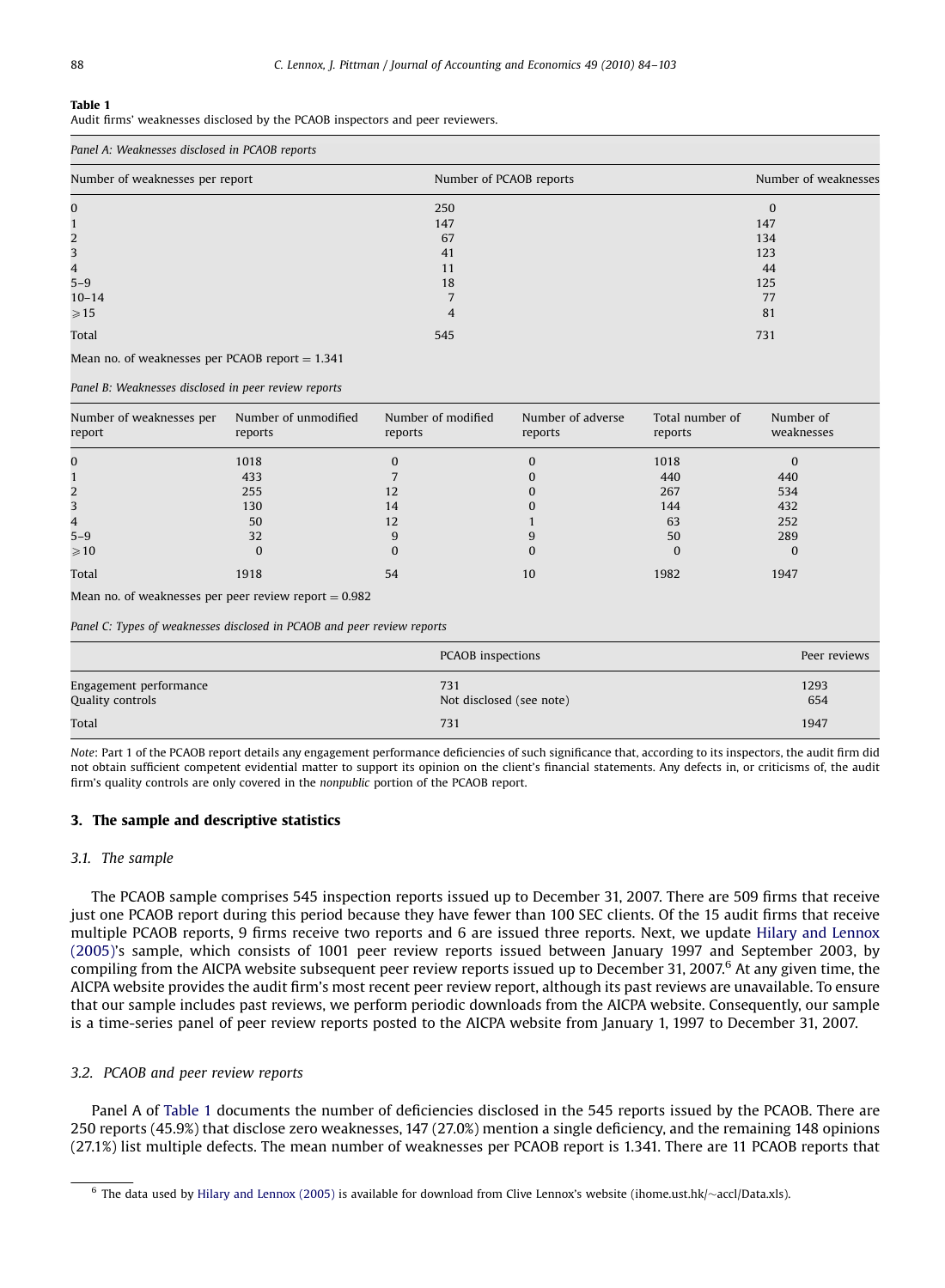**Table 1**
Audit firms' weaknesses disclosed by the PCAOB inspectors and peer reviewers.

*Panel A: Weaknesses disclosed in PCAOB reports*

| Number of weaknesses per report | Number of PCAOB reports | Number of weaknesses |
|---|---|---|
| 0 | 250 | 0 |
| 1 | 147 | 147 |
| 2 | 67 | 134 |
| 3 | 41 | 123 |
| 4 | 11 | 44 |
| 5–9 | 18 | 125 |
| 10–14 | 7 | 77 |
| ⩾15 | 4 | 81 |
| Total | 545 | 731 |

Mean no. of weaknesses per PCAOB report = 1.341

*Panel B: Weaknesses disclosed in peer review reports*

| Number of weaknesses per report | Number of unmodified reports | Number of modified reports | Number of adverse reports | Total number of reports | Number of weaknesses |
|---|---|---|---|---|---|
| 0 | 1018 | 0 | 0 | 1018 | 0 |
| 1 | 433 | 7 | 0 | 440 | 440 |
| 2 | 255 | 12 | 0 | 267 | 534 |
| 3 | 130 | 14 | 0 | 144 | 432 |
| 4 | 50 | 12 | 1 | 63 | 252 |
| 5–9 | 32 | 9 | 9 | 50 | 289 |
| ⩾10 | 0 | 0 | 0 | 0 | 0 |
| Total | 1918 | 54 | 10 | 1982 | 1947 |

Mean no. of weaknesses per peer review report = 0.982

*Panel C: Types of weaknesses disclosed in PCAOB and peer review reports*

| | PCAOB inspections | Peer reviews |
|---|---|---|
| Engagement performance | 731 | 1293 |
| Quality controls | Not disclosed (see note) | 654 |
| Total | 731 | 1947 |

*Note*: Part 1 of the PCAOB report details any engagement performance deficiencies of such significance that, according to its inspectors, the audit firm did not obtain sufficient competent evidential matter to support its opinion on the client's financial statements. Any defects in, or criticisms of, the audit firm's quality controls are only covered in the *nonpublic* portion of the PCAOB report.

## 3. The sample and descriptive statistics

### 3.1. The sample

The PCAOB sample comprises 545 inspection reports issued up to December 31, 2007. There are 509 firms that receive just one PCAOB report during this period because they have fewer than 100 SEC clients. Of the 15 audit firms that receive multiple PCAOB reports, 9 firms receive two reports and 6 are issued three reports. Next, we update Hilary and Lennox (2005)'s sample, which consists of 1001 peer review reports issued between January 1997 and September 2003, by compiling from the AICPA website subsequent peer review reports issued up to December 31, 2007.[6] At any given time, the AICPA website provides the audit firm's most recent peer review report, although its past reviews are unavailable. To ensure that our sample includes past reviews, we perform periodic downloads from the AICPA website. Consequently, our sample is a time-series panel of peer review reports posted to the AICPA website from January 1, 1997 to December 31, 2007.

### 3.2. PCAOB and peer review reports

Panel A of Table 1 documents the number of deficiencies disclosed in the 545 reports issued by the PCAOB. There are 250 reports (45.9%) that disclose zero weaknesses, 147 (27.0%) mention a single deficiency, and the remaining 148 opinions (27.1%) list multiple defects. The mean number of weaknesses per PCAOB report is 1.341. There are 11 PCAOB reports that

[6] The data used by Hilary and Lennox (2005) is available for download from Clive Lennox's website (ihome.ust.hk/~accl/Data.xls).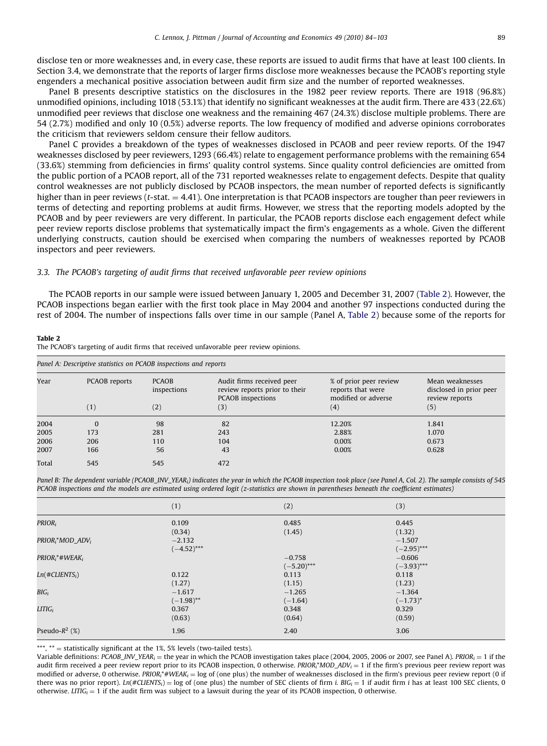disclose ten or more weaknesses and, in every case, these reports are issued to audit firms that have at least 100 clients. In Section 3.4, we demonstrate that the reports of larger firms disclose more weaknesses because the PCAOB's reporting style engenders a mechanical positive association between audit firm size and the number of reported weaknesses.

Panel B presents descriptive statistics on the disclosures in the 1982 peer review reports. There are 1918 (96.8%) unmodified opinions, including 1018 (53.1%) that identify no significant weaknesses at the audit firm. There are 433 (22.6%) unmodified peer reviews that disclose one weakness and the remaining 467 (24.3%) disclose multiple problems. There are 54 (2.7%) modified and only 10 (0.5%) adverse reports. The low frequency of modified and adverse opinions corroborates the criticism that reviewers seldom censure their fellow auditors.

Panel C provides a breakdown of the types of weaknesses disclosed in PCAOB and peer review reports. Of the 1947 weaknesses disclosed by peer reviewers, 1293 (66.4%) relate to engagement performance problems with the remaining 654 (33.6%) stemming from deficiencies in firms' quality control systems. Since quality control deficiencies are omitted from the public portion of a PCAOB report, all of the 731 reported weaknesses relate to engagement defects. Despite that quality control weaknesses are not publicly disclosed by PCAOB inspectors, the mean number of reported defects is significantly higher than in peer reviews ($t$-stat. = 4.41). One interpretation is that PCAOB inspectors are tougher than peer reviewers in terms of detecting and reporting problems at audit firms. However, we stress that the reporting models adopted by the PCAOB and by peer reviewers are very different. In particular, the PCAOB reports disclose each engagement defect while peer review reports disclose problems that systematically impact the firm's engagements as a whole. Given the different underlying constructs, caution should be exercised when comparing the numbers of weaknesses reported by PCAOB inspectors and peer reviewers.

### 3.3. The PCAOB's targeting of audit firms that received unfavorable peer review opinions

The PCAOB reports in our sample were issued between January 1, 2005 and December 31, 2007 (Table 2). However, the PCAOB inspections began earlier with the first took place in May 2004 and another 97 inspections conducted during the rest of 2004. The number of inspections falls over time in our sample (Panel A, Table 2) because some of the reports for

**Table 2**
The PCAOB's targeting of audit firms that received unfavorable peer review opinions.

*Panel A: Descriptive statistics on PCAOB inspections and reports*

| Year | PCAOB reports (1) | PCAOB inspections (2) | Audit firms received peer review reports prior to their PCAOB inspections (3) | % of prior peer review reports that were modified or adverse (4) | Mean weaknesses disclosed in prior peer review reports (5) |
|---|---|---|---|---|---|
| 2004 | 0 | 98 | 82 | 12.20% | 1.841 |
| 2005 | 173 | 281 | 243 | 2.88% | 1.070 |
| 2006 | 206 | 110 | 104 | 0.00% | 0.673 |
| 2007 | 166 | 56 | 43 | 0.00% | 0.628 |
| Total | 545 | 545 | 472 | | |

*Panel B: The dependent variable ($PCAOB\_INV\_YEAR_i$) indicates the year in which the PCAOB inspection took place (see Panel A, Col. 2). The sample consists of 545 PCAOB inspections and the models are estimated using ordered logit (z-statistics are shown in parentheses beneath the coefficient estimates)*

| | (1) | (2) | (3) |
|---|---|---|---|
| $PRIOR_i$ | 0.109 | 0.485 | 0.445 |
| | (0.34) | (1.45) | (1.32) |
| $PRIOR_i$*$MOD\_ADV_i$ | −2.132 | | −1.507 |
| | (−4.52)*** | | (−2.95)*** |
| $PRIOR_i$*$\#WEAK_i$ | | −0.758 | −0.606 |
| | | (−5.20)*** | (−3.93)*** |
| $Ln(\#CLIENTS_i)$ | 0.122 | 0.113 | 0.118 |
| | (1.27) | (1.15) | (1.23) |
| $BIG_i$ | −1.617 | −1.265 | −1.364 |
| | (−1.98)** | (−1.64) | (−1.73)* |
| $LITIG_i$ | 0.367 | 0.348 | 0.329 |
| | (0.63) | (0.64) | (0.59) |
| Pseudo-$R^2$ (%) | 1.96 | 2.40 | 3.06 |

***, ** = statistically significant at the 1%, 5% levels (two-tailed tests).

Variable definitions: $PCAOB\_INV\_YEAR_i$ = the year in which the PCAOB investigation takes place (2004, 2005, 2006 or 2007, see Panel A). $PRIOR_i$ = 1 if the audit firm received a peer review report prior to its PCAOB inspection, 0 otherwise. $PRIOR_i$*$MOD\_ADV_i$ = 1 if the firm's previous peer review report was modified or adverse, 0 otherwise. $PRIOR_i$*$\#WEAK_i$ = log of (one plus) the number of weaknesses disclosed in the firm's previous peer review report (0 if there was no prior report). $Ln(\#CLIENTS_i)$ = log of (one plus) the number of SEC clients of firm $i$. $BIG_i$ = 1 if audit firm $i$ has at least 100 SEC clients, 0 otherwise. $LITIG_i$ = 1 if the audit firm was subject to a lawsuit during the year of its PCAOB inspection, 0 otherwise.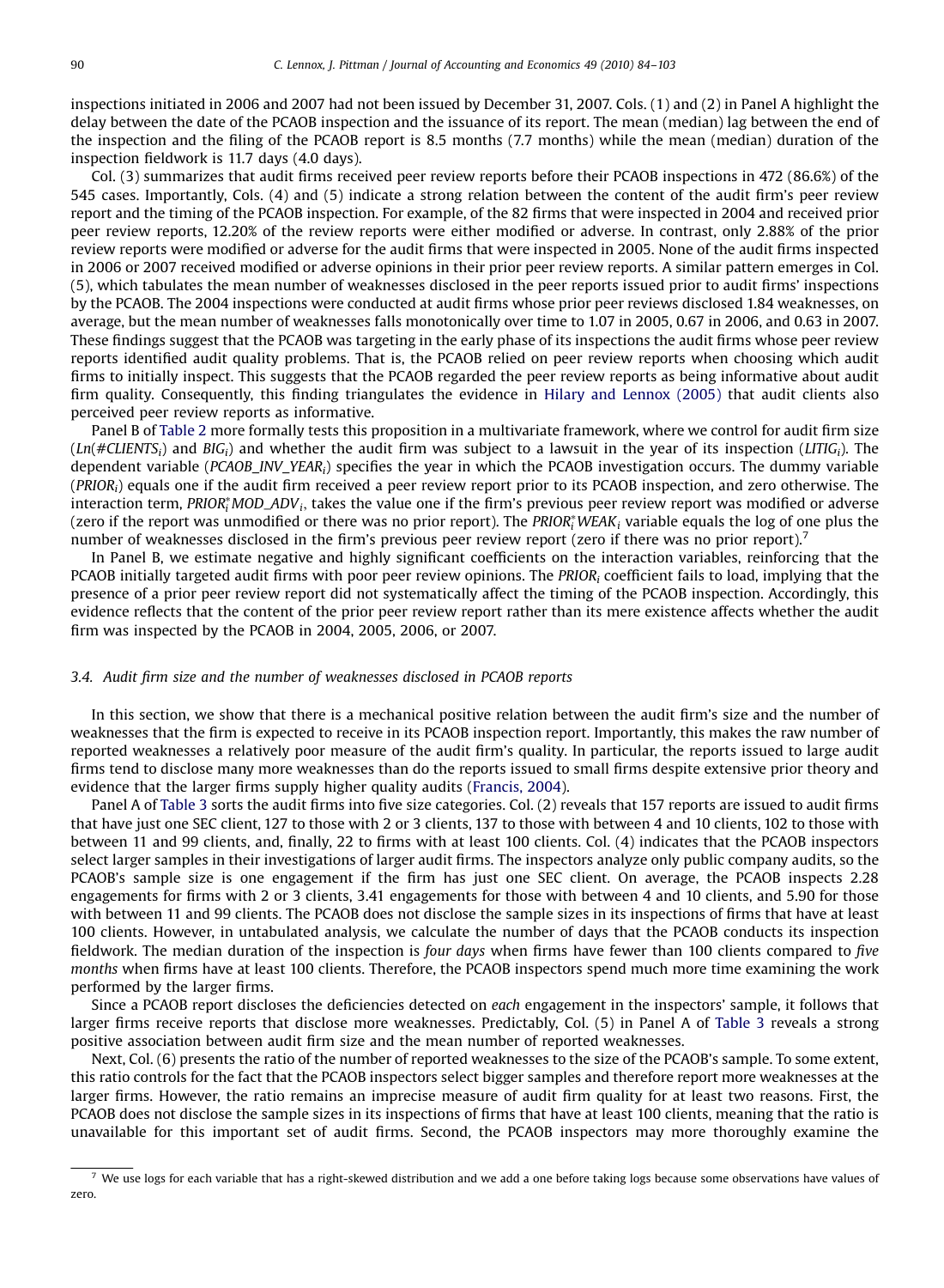inspections initiated in 2006 and 2007 had not been issued by December 31, 2007. Cols. (1) and (2) in Panel A highlight the delay between the date of the PCAOB inspection and the issuance of its report. The mean (median) lag between the end of the inspection and the filing of the PCAOB report is 8.5 months (7.7 months) while the mean (median) duration of the inspection fieldwork is 11.7 days (4.0 days).

Col. (3) summarizes that audit firms received peer review reports before their PCAOB inspections in 472 (86.6%) of the 545 cases. Importantly, Cols. (4) and (5) indicate a strong relation between the content of the audit firm's peer review report and the timing of the PCAOB inspection. For example, of the 82 firms that were inspected in 2004 and received prior peer review reports, 12.20% of the review reports were either modified or adverse. In contrast, only 2.88% of the prior review reports were modified or adverse for the audit firms that were inspected in 2005. None of the audit firms inspected in 2006 or 2007 received modified or adverse opinions in their prior peer review reports. A similar pattern emerges in Col. (5), which tabulates the mean number of weaknesses disclosed in the peer reports issued prior to audit firms' inspections by the PCAOB. The 2004 inspections were conducted at audit firms whose prior peer reviews disclosed 1.84 weaknesses, on average, but the mean number of weaknesses falls monotonically over time to 1.07 in 2005, 0.67 in 2006, and 0.63 in 2007. These findings suggest that the PCAOB was targeting in the early phase of its inspections the audit firms whose peer review reports identified audit quality problems. That is, the PCAOB relied on peer review reports when choosing which audit firms to initially inspect. This suggests that the PCAOB regarded the peer review reports as being informative about audit firm quality. Consequently, this finding triangulates the evidence in Hilary and Lennox (2005) that audit clients also perceived peer review reports as informative.

Panel B of Table 2 more formally tests this proposition in a multivariate framework, where we control for audit firm size ($Ln(\#CLIENTS_i)$ and $BIG_i$) and whether the audit firm was subject to a lawsuit in the year of its inspection ($LITIG_i$). The dependent variable ($PCAOB\_INV\_YEAR_i$) specifies the year in which the PCAOB investigation occurs. The dummy variable ($PRIOR_i$) equals one if the audit firm received a peer review report prior to its PCAOB inspection, and zero otherwise. The interaction term, $PRIOR_i^{*}MOD\_ADV_i$, takes the value one if the firm's previous peer review report was modified or adverse (zero if the report was unmodified or there was no prior report). The $PRIOR_i^{*}WEAK_i$ variable equals the log of one plus the number of weaknesses disclosed in the firm's previous peer review report (zero if there was no prior report).[7]

In Panel B, we estimate negative and highly significant coefficients on the interaction variables, reinforcing that the PCAOB initially targeted audit firms with poor peer review opinions. The $PRIOR_i$ coefficient fails to load, implying that the presence of a prior peer review report did not systematically affect the timing of the PCAOB inspection. Accordingly, this evidence reflects that the content of the prior peer review report rather than its mere existence affects whether the audit firm was inspected by the PCAOB in 2004, 2005, 2006, or 2007.

### 3.4. Audit firm size and the number of weaknesses disclosed in PCAOB reports

In this section, we show that there is a mechanical positive relation between the audit firm's size and the number of weaknesses that the firm is expected to receive in its PCAOB inspection report. Importantly, this makes the raw number of reported weaknesses a relatively poor measure of the audit firm's quality. In particular, the reports issued to large audit firms tend to disclose many more weaknesses than do the reports issued to small firms despite extensive prior theory and evidence that the larger firms supply higher quality audits (Francis, 2004).

Panel A of Table 3 sorts the audit firms into five size categories. Col. (2) reveals that 157 reports are issued to audit firms that have just one SEC client, 127 to those with 2 or 3 clients, 137 to those with between 4 and 10 clients, 102 to those with between 11 and 99 clients, and, finally, 22 to firms with at least 100 clients. Col. (4) indicates that the PCAOB inspectors select larger samples in their investigations of larger audit firms. The inspectors analyze only public company audits, so the PCAOB's sample size is one engagement if the firm has just one SEC client. On average, the PCAOB inspects 2.28 engagements for firms with 2 or 3 clients, 3.41 engagements for those with between 4 and 10 clients, and 5.90 for those with between 11 and 99 clients. The PCAOB does not disclose the sample sizes in its inspections of firms that have at least 100 clients. However, in untabulated analysis, we calculate the number of days that the PCAOB conducts its inspection fieldwork. The median duration of the inspection is *four days* when firms have fewer than 100 clients compared to *five months* when firms have at least 100 clients. Therefore, the PCAOB inspectors spend much more time examining the work performed by the larger firms.

Since a PCAOB report discloses the deficiencies detected on *each* engagement in the inspectors' sample, it follows that larger firms receive reports that disclose more weaknesses. Predictably, Col. (5) in Panel A of Table 3 reveals a strong positive association between audit firm size and the mean number of reported weaknesses.

Next, Col. (6) presents the ratio of the number of reported weaknesses to the size of the PCAOB's sample. To some extent, this ratio controls for the fact that the PCAOB inspectors select bigger samples and therefore report more weaknesses at the larger firms. However, the ratio remains an imprecise measure of audit firm quality for at least two reasons. First, the PCAOB does not disclose the sample sizes in its inspections of firms that have at least 100 clients, meaning that the ratio is unavailable for this important set of audit firms. Second, the PCAOB inspectors may more thoroughly examine the

---

[7] We use logs for each variable that has a right-skewed distribution and we add a one before taking logs because some observations have values of zero.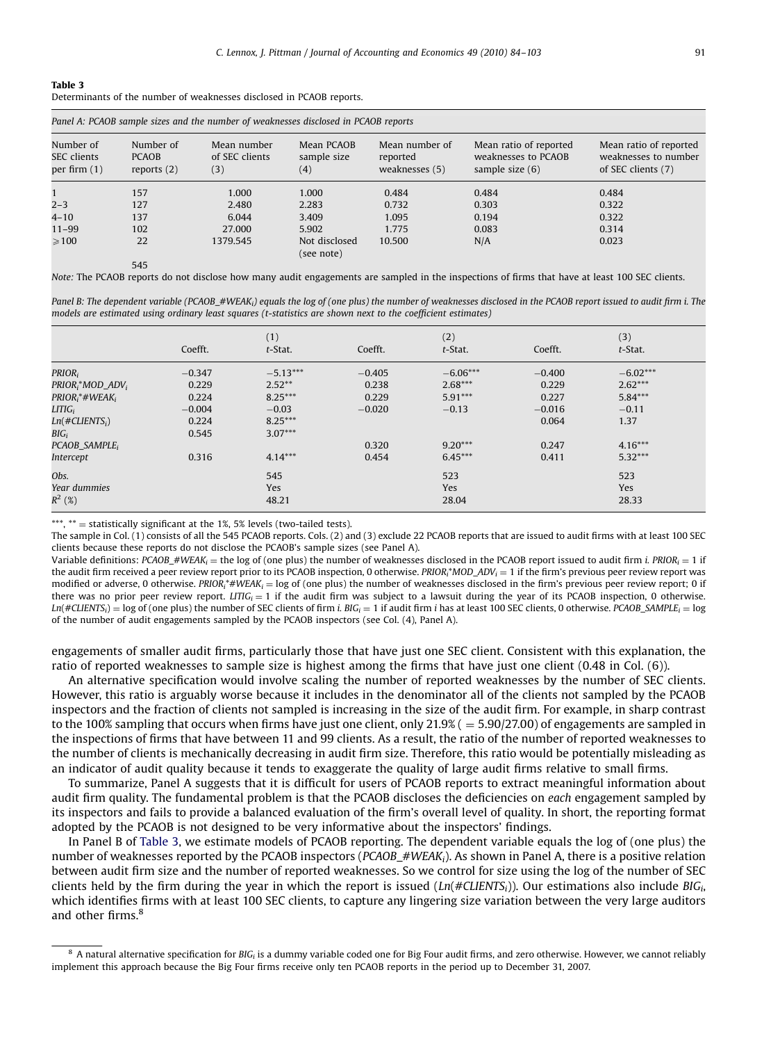**Table 3**
Determinants of the number of weaknesses disclosed in PCAOB reports.

*Panel A: PCAOB sample sizes and the number of weaknesses disclosed in PCAOB reports*

| Number of SEC clients per firm (1) | Number of PCAOB reports (2) | Mean number of SEC clients (3) | Mean PCAOB sample size (4) | Mean number of reported weaknesses (5) | Mean ratio of reported weaknesses to PCAOB sample size (6) | Mean ratio of reported weaknesses to number of SEC clients (7) |
|---|---|---|---|---|---|---|
| 1 | 157 | 1.000 | 1.000 | 0.484 | 0.484 | 0.484 |
| 2–3 | 127 | 2.480 | 2.283 | 0.732 | 0.303 | 0.322 |
| 4–10 | 137 | 6.044 | 3.409 | 1.095 | 0.194 | 0.322 |
| 11–99 | 102 | 27.000 | 5.902 | 1.775 | 0.083 | 0.314 |
| ⩾100 | 22 | 1379.545 | Not disclosed (see note) | 10.500 | N/A | 0.023 |
| | 545 | | | | | |

*Note:* The PCAOB reports do not disclose how many audit engagements are sampled in the inspections of firms that have at least 100 SEC clients.

*Panel B: The dependent variable ($PCAOB\_\#WEAK_i$) equals the log of (one plus) the number of weaknesses disclosed in the PCAOB report issued to audit firm i. The models are estimated using ordinary least squares (t-statistics are shown next to the coefficient estimates)*

| | (1) Coefft. | (1) *t*-Stat. | (2) Coefft. | (2) *t*-Stat. | (3) Coefft. | (3) *t*-Stat. |
|---|---|---|---|---|---|---|
| $PRIOR_i$ | −0.347 | −5.13*** | −0.405 | −6.06*** | −0.400 | −6.02*** |
| $PRIOR_i$*$MOD\_ADV_i$ | 0.229 | 2.52** | 0.238 | 2.68*** | 0.229 | 2.62*** |
| $PRIOR_i$*$\#WEAK_i$ | 0.224 | 8.25*** | 0.229 | 5.91*** | 0.227 | 5.84*** |
| $LITIG_i$ | −0.004 | −0.03 | −0.020 | −0.13 | −0.016 | −0.11 |
| $Ln(\#CLIENTS_i)$ | 0.224 | 8.25*** | | | 0.064 | 1.37 |
| $BIG_i$ | 0.545 | 3.07*** | | | | |
| $PCAOB\_SAMPLE_i$ | | | 0.320 | 9.20*** | 0.247 | 4.16*** |
| *Intercept* | 0.316 | 4.14*** | 0.454 | 6.45*** | 0.411 | 5.32*** |
| *Obs.* | | 545 | | 523 | | 523 |
| *Year dummies* | | Yes | | Yes | | Yes |
| $R^2$ (%) | | 48.21 | | 28.04 | | 28.33 |

\*\*\*, \*\* = statistically significant at the 1%, 5% levels (two-tailed tests).

The sample in Col. (1) consists of all the 545 PCAOB reports. Cols. (2) and (3) exclude 22 PCAOB reports that are issued to audit firms with at least 100 SEC clients because these reports do not disclose the PCAOB's sample sizes (see Panel A).

Variable definitions: $PCAOB\_\#WEAK_i$ = the log of (one plus) the number of weaknesses disclosed in the PCAOB report issued to audit firm *i*. $PRIOR_i$ = 1 if the audit firm received a peer review report prior to its PCAOB inspection, 0 otherwise. $PRIOR_i$*$MOD\_ADV_i$ = 1 if the firm's previous peer review report was modified or adverse, 0 otherwise. $PRIOR_i$*$\#WEAK_i$ = log of (one plus) the number of weaknesses disclosed in the firm's previous peer review report; 0 if there was no prior peer review report. $LITIG_i$ = 1 if the audit firm was subject to a lawsuit during the year of its PCAOB inspection, 0 otherwise. $Ln(\#CLIENTS_i)$ = log of (one plus) the number of SEC clients of firm *i*. $BIG_i$ = 1 if audit firm *i* has at least 100 SEC clients, 0 otherwise. $PCAOB\_SAMPLE_i$ = log of the number of audit engagements sampled by the PCAOB inspectors (see Col. (4), Panel A).

engagements of smaller audit firms, particularly those that have just one SEC client. Consistent with this explanation, the ratio of reported weaknesses to sample size is highest among the firms that have just one client (0.48 in Col. (6)).

An alternative specification would involve scaling the number of reported weaknesses by the number of SEC clients. However, this ratio is arguably worse because it includes in the denominator all of the clients not sampled by the PCAOB inspectors and the fraction of clients not sampled is increasing in the size of the audit firm. For example, in sharp contrast to the 100% sampling that occurs when firms have just one client, only 21.9% ( = 5.90/27.00) of engagements are sampled in the inspections of firms that have between 11 and 99 clients. As a result, the ratio of the number of reported weaknesses to the number of clients is mechanically decreasing in audit firm size. Therefore, this ratio would be potentially misleading as an indicator of audit quality because it tends to exaggerate the quality of large audit firms relative to small firms.

To summarize, Panel A suggests that it is difficult for users of PCAOB reports to extract meaningful information about audit firm quality. The fundamental problem is that the PCAOB discloses the deficiencies on *each* engagement sampled by its inspectors and fails to provide a balanced evaluation of the firm's overall level of quality. In short, the reporting format adopted by the PCAOB is not designed to be very informative about the inspectors' findings.

In Panel B of Table 3, we estimate models of PCAOB reporting. The dependent variable equals the log of (one plus) the number of weaknesses reported by the PCAOB inspectors ($PCAOB\_\#WEAK_i$). As shown in Panel A, there is a positive relation between audit firm size and the number of reported weaknesses. So we control for size using the log of the number of SEC clients held by the firm during the year in which the report is issued ($Ln(\#CLIENTS_i)$). Our estimations also include $BIG_i$, which identifies firms with at least 100 SEC clients, to capture any lingering size variation between the very large auditors and other firms.[8]

[8] A natural alternative specification for $BIG_i$ is a dummy variable coded one for Big Four audit firms, and zero otherwise. However, we cannot reliably implement this approach because the Big Four firms receive only ten PCAOB reports in the period up to December 31, 2007.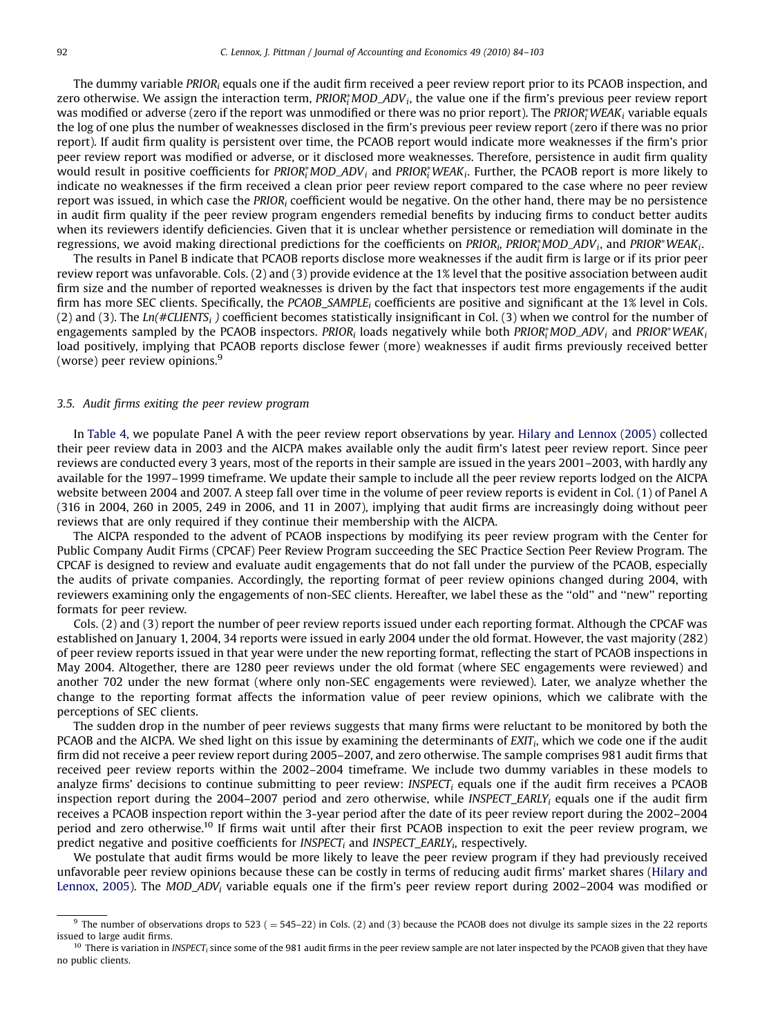The dummy variable $PRIOR_i$ equals one if the audit firm received a peer review report prior to its PCAOB inspection, and zero otherwise. We assign the interaction term, $PRIOR_i^*MOD\_ADV_i$, the value one if the firm's previous peer review report was modified or adverse (zero if the report was unmodified or there was no prior report). The $PRIOR_i^*WEAK_i$ variable equals the log of one plus the number of weaknesses disclosed in the firm's previous peer review report (zero if there was no prior report). If audit firm quality is persistent over time, the PCAOB report would indicate more weaknesses if the firm's prior peer review report was modified or adverse, or it disclosed more weaknesses. Therefore, persistence in audit firm quality would result in positive coefficients for $PRIOR_i^*MOD\_ADV_i$ and $PRIOR_i^*WEAK_i$. Further, the PCAOB report is more likely to indicate no weaknesses if the firm received a clean prior peer review report compared to the case where no peer review report was issued, in which case the $PRIOR_i$ coefficient would be negative. On the other hand, there may be no persistence in audit firm quality if the peer review program engenders remedial benefits by inducing firms to conduct better audits when its reviewers identify deficiencies. Given that it is unclear whether persistence or remediation will dominate in the regressions, we avoid making directional predictions for the coefficients on $PRIOR_i$, $PRIOR_i^*MOD\_ADV_i$, and $PRIOR^*WEAK_i$.

The results in Panel B indicate that PCAOB reports disclose more weaknesses if the audit firm is large or if its prior peer review report was unfavorable. Cols. (2) and (3) provide evidence at the 1% level that the positive association between audit firm size and the number of reported weaknesses is driven by the fact that inspectors test more engagements if the audit firm has more SEC clients. Specifically, the $PCAOB\_SAMPLE_i$ coefficients are positive and significant at the 1% level in Cols. (2) and (3). The $Ln(\#CLIENTS_i)$ coefficient becomes statistically insignificant in Col. (3) when we control for the number of engagements sampled by the PCAOB inspectors. $PRIOR_i$ loads negatively while both $PRIOR_i^*MOD\_ADV_i$ and $PRIOR^*WEAK_i$ load positively, implying that PCAOB reports disclose fewer (more) weaknesses if audit firms previously received better (worse) peer review opinions.[9]

### 3.5. Audit firms exiting the peer review program

In Table 4, we populate Panel A with the peer review report observations by year. Hilary and Lennox (2005) collected their peer review data in 2003 and the AICPA makes available only the audit firm's latest peer review report. Since peer reviews are conducted every 3 years, most of the reports in their sample are issued in the years 2001–2003, with hardly any available for the 1997–1999 timeframe. We update their sample to include all the peer review reports lodged on the AICPA website between 2004 and 2007. A steep fall over time in the volume of peer review reports is evident in Col. (1) of Panel A (316 in 2004, 260 in 2005, 249 in 2006, and 11 in 2007), implying that audit firms are increasingly doing without peer reviews that are only required if they continue their membership with the AICPA.

The AICPA responded to the advent of PCAOB inspections by modifying its peer review program with the Center for Public Company Audit Firms (CPCAF) Peer Review Program succeeding the SEC Practice Section Peer Review Program. The CPCAF is designed to review and evaluate audit engagements that do not fall under the purview of the PCAOB, especially the audits of private companies. Accordingly, the reporting format of peer review opinions changed during 2004, with reviewers examining only the engagements of non-SEC clients. Hereafter, we label these as the "old" and "new" reporting formats for peer review.

Cols. (2) and (3) report the number of peer review reports issued under each reporting format. Although the CPCAF was established on January 1, 2004, 34 reports were issued in early 2004 under the old format. However, the vast majority (282) of peer review reports issued in that year were under the new reporting format, reflecting the start of PCAOB inspections in May 2004. Altogether, there are 1280 peer reviews under the old format (where SEC engagements were reviewed) and another 702 under the new format (where only non-SEC engagements were reviewed). Later, we analyze whether the change to the reporting format affects the information value of peer review opinions, which we calibrate with the perceptions of SEC clients.

The sudden drop in the number of peer reviews suggests that many firms were reluctant to be monitored by both the PCAOB and the AICPA. We shed light on this issue by examining the determinants of $EXIT_i$, which we code one if the audit firm did not receive a peer review report during 2005–2007, and zero otherwise. The sample comprises 981 audit firms that received peer review reports within the 2002–2004 timeframe. We include two dummy variables in these models to analyze firms' decisions to continue submitting to peer review: $INSPECT_i$ equals one if the audit firm receives a PCAOB inspection report during the 2004–2007 period and zero otherwise, while $INSPECT\_EARLY_i$ equals one if the audit firm receives a PCAOB inspection report within the 3-year period after the date of its peer review report during the 2002–2004 period and zero otherwise.[10] If firms wait until after their first PCAOB inspection to exit the peer review program, we predict negative and positive coefficients for $INSPECT_i$ and $INSPECT\_EARLY_i$, respectively.

We postulate that audit firms would be more likely to leave the peer review program if they had previously received unfavorable peer review opinions because these can be costly in terms of reducing audit firms' market shares (Hilary and Lennox, 2005). The $MOD\_ADV_i$ variable equals one if the firm's peer review report during 2002–2004 was modified or

---

[9] The number of observations drops to 523 ( = 545–22) in Cols. (2) and (3) because the PCAOB does not divulge its sample sizes in the 22 reports issued to large audit firms.

[10] There is variation in $INSPECT_i$ since some of the 981 audit firms in the peer review sample are not later inspected by the PCAOB given that they have no public clients.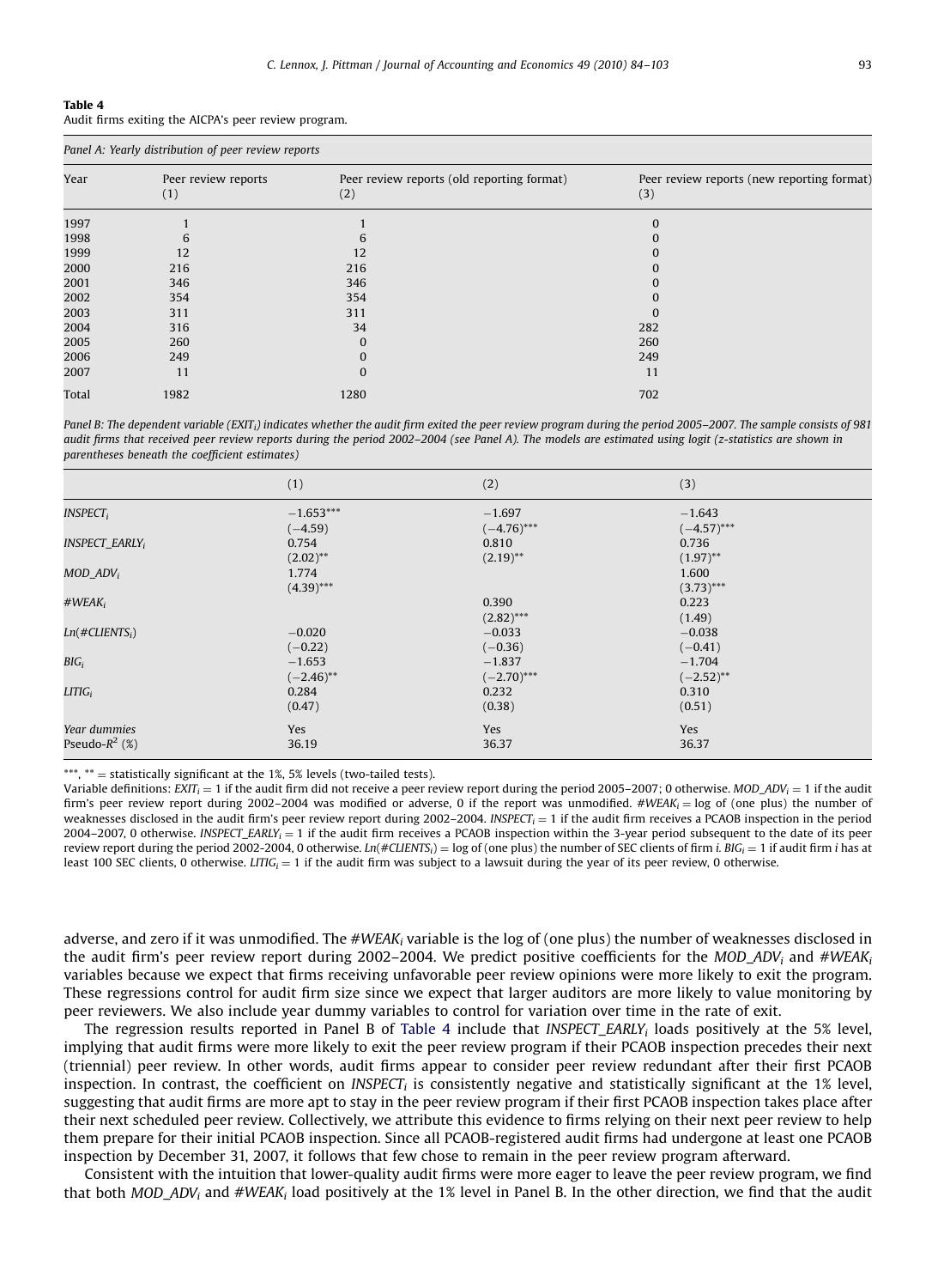**Table 4**
Audit firms exiting the AICPA's peer review program.

*Panel A: Yearly distribution of peer review reports*

| Year | Peer review reports (1) | Peer review reports (old reporting format) (2) | Peer review reports (new reporting format) (3) |
|---|---|---|---|
| 1997 | 1 | 1 | 0 |
| 1998 | 6 | 6 | 0 |
| 1999 | 12 | 12 | 0 |
| 2000 | 216 | 216 | 0 |
| 2001 | 346 | 346 | 0 |
| 2002 | 354 | 354 | 0 |
| 2003 | 311 | 311 | 0 |
| 2004 | 316 | 34 | 282 |
| 2005 | 260 | 0 | 260 |
| 2006 | 249 | 0 | 249 |
| 2007 | 11 | 0 | 11 |
| Total | 1982 | 1280 | 702 |

*Panel B: The dependent variable ($EXIT_i$) indicates whether the audit firm exited the peer review program during the period 2005–2007. The sample consists of 981 audit firms that received peer review reports during the period 2002–2004 (see Panel A). The models are estimated using logit (z-statistics are shown in parentheses beneath the coefficient estimates)*

| | (1) | (2) | (3) |
|---|---|---|---|
| $INSPECT_i$ | −1.653*** | −1.697 | −1.643 |
| | (−4.59) | (−4.76)*** | (−4.57)*** |
| $INSPECT\_EARLY_i$ | 0.754 | 0.810 | 0.736 |
| | (2.02)** | (2.19)** | (1.97)** |
| $MOD\_ADV_i$ | 1.774 | | 1.600 |
| | (4.39)*** | | (3.73)*** |
| $\#WEAK_i$ | | 0.390 | 0.223 |
| | | (2.82)*** | (1.49) |
| $Ln(\#CLIENTS_i)$ | −0.020 | −0.033 | −0.038 |
| | (−0.22) | (−0.36) | (−0.41) |
| $BIG_i$ | −1.653 | −1.837 | −1.704 |
| | (−2.46)** | (−2.70)*** | (−2.52)** |
| $LITIG_i$ | 0.284 | 0.232 | 0.310 |
| | (0.47) | (0.38) | (0.51) |
| Year dummies | Yes | Yes | Yes |
| Pseudo-$R^2$ (%) | 36.19 | 36.37 | 36.37 |

***, ** = statistically significant at the 1%, 5% levels (two-tailed tests).

Variable definitions: $EXIT_i$ = 1 if the audit firm did not receive a peer review report during the period 2005–2007; 0 otherwise. $MOD\_ADV_i$ = 1 if the audit firm's peer review report during 2002–2004 was modified or adverse, 0 if the report was unmodified. $\#WEAK_i$ = log of (one plus) the number of weaknesses disclosed in the audit firm's peer review report during 2002–2004. $INSPECT_i$ = 1 if the audit firm receives a PCAOB inspection in the period 2004–2007, 0 otherwise. $INSPECT\_EARLY_i$ = 1 if the audit firm receives a PCAOB inspection within the 3-year period subsequent to the date of its peer review report during the period 2002-2004, 0 otherwise. $Ln(\#CLIENTS_i)$ = log of (one plus) the number of SEC clients of firm $i$. $BIG_i$ = 1 if audit firm $i$ has at least 100 SEC clients, 0 otherwise. $LITIG_i$ = 1 if the audit firm was subject to a lawsuit during the year of its peer review, 0 otherwise.

adverse, and zero if it was unmodified. The $\#WEAK_i$ variable is the log of (one plus) the number of weaknesses disclosed in the audit firm's peer review report during 2002–2004. We predict positive coefficients for the $MOD\_ADV_i$ and $\#WEAK_i$ variables because we expect that firms receiving unfavorable peer review opinions were more likely to exit the program. These regressions control for audit firm size since we expect that larger auditors are more likely to value monitoring by peer reviewers. We also include year dummy variables to control for variation over time in the rate of exit.

The regression results reported in Panel B of Table 4 include that $INSPECT\_EARLY_i$ loads positively at the 5% level, implying that audit firms were more likely to exit the peer review program if their PCAOB inspection precedes their next (triennial) peer review. In other words, audit firms appear to consider peer review redundant after their first PCAOB inspection. In contrast, the coefficient on $INSPECT_i$ is consistently negative and statistically significant at the 1% level, suggesting that audit firms are more apt to stay in the peer review program if their first PCAOB inspection takes place after their next scheduled peer review. Collectively, we attribute this evidence to firms relying on their next peer review to help them prepare for their initial PCAOB inspection. Since all PCAOB-registered audit firms had undergone at least one PCAOB inspection by December 31, 2007, it follows that few chose to remain in the peer review program afterward.

Consistent with the intuition that lower-quality audit firms were more eager to leave the peer review program, we find that both $MOD\_ADV_i$ and $\#WEAK_i$ load positively at the 1% level in Panel B. In the other direction, we find that the audit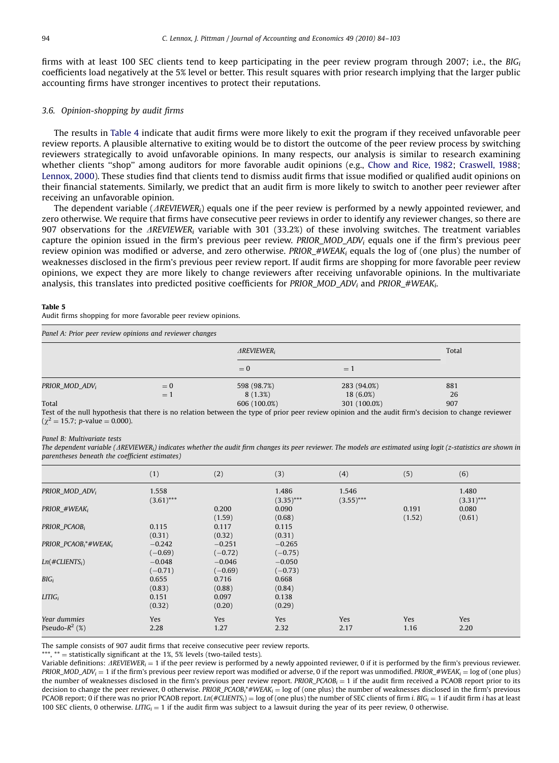firms with at least 100 SEC clients tend to keep participating in the peer review program through 2007; i.e., the $BIG_i$ coefficients load negatively at the 5% level or better. This result squares with prior research implying that the larger public accounting firms have stronger incentives to protect their reputations.

### 3.6. Opinion-shopping by audit firms

The results in Table 4 indicate that audit firms were more likely to exit the program if they received unfavorable peer review reports. A plausible alternative to exiting would be to distort the outcome of the peer review process by switching reviewers strategically to avoid unfavorable opinions. In many respects, our analysis is similar to research examining whether clients "shop" among auditors for more favorable audit opinions (e.g., Chow and Rice, 1982; Craswell, 1988; Lennox, 2000). These studies find that clients tend to dismiss audit firms that issue modified or qualified audit opinions on their financial statements. Similarly, we predict that an audit firm is more likely to switch to another peer reviewer after receiving an unfavorable opinion.

The dependent variable ($\Delta REVIEWER_i$) equals one if the peer review is performed by a newly appointed reviewer, and zero otherwise. We require that firms have consecutive peer reviews in order to identify any reviewer changes, so there are 907 observations for the $\Delta REVIEWER_i$ variable with 301 (33.2%) of these involving switches. The treatment variables capture the opinion issued in the firm's previous peer review. $PRIOR\_MOD\_ADV_i$ equals one if the firm's previous peer review opinion was modified or adverse, and zero otherwise. $PRIOR\_\#WEAK_i$ equals the log of (one plus) the number of weaknesses disclosed in the firm's previous peer review report. If audit firms are shopping for more favorable peer review opinions, we expect they are more likely to change reviewers after receiving unfavorable opinions. In the multivariate analysis, this translates into predicted positive coefficients for $PRIOR\_MOD\_ADV_i$ and $PRIOR\_\#WEAK_i$.

**Table 5**
Audit firms shopping for more favorable peer review opinions.

*Panel A: Prior peer review opinions and reviewer changes*

| | | $\Delta REVIEWER_i$ | | Total |
|---|---|---|---|---|
| | | = 0 | = 1 | |
| $PRIOR\_MOD\_ADV_i$ | = 0 | 598 (98.7%) | 283 (94.0%) | 881 |
| | = 1 | 8 (1.3%) | 18 (6.0%) | 26 |
| Total | | 606 (100.0%) | 301 (100.0%) | 907 |

Test of the null hypothesis that there is no relation between the type of prior peer review opinion and the audit firm's decision to change reviewer ($\chi^2 = 15.7$; $p$-value = 0.000).

*Panel B: Multivariate tests*

*The dependent variable ($\Delta REVIEWER_i$) indicates whether the audit firm changes its peer reviewer. The models are estimated using logit (z-statistics are shown in parentheses beneath the coefficient estimates)*

| | (1) | (2) | (3) | (4) | (5) | (6) |
|---|---|---|---|---|---|---|
| $PRIOR\_MOD\_ADV_i$ | 1.558 | | 1.486 | 1.546 | | 1.480 |
| | (3.61)*** | | (3.35)*** | (3.55)*** | | (3.31)*** |
| $PRIOR\_\#WEAK_i$ | | 0.200 | 0.090 | | 0.191 | 0.080 |
| | | (1.59) | (0.68) | | (1.52) | (0.61) |
| $PRIOR\_PCAOB_i$ | 0.115 | 0.117 | 0.115 | | | |
| | (0.31) | (0.32) | (0.31) | | | |
| $PRIOR\_PCAOB_i$*$\#WEAK_i$ | −0.242 | −0.251 | −0.265 | | | |
| | (−0.69) | (−0.72) | (−0.75) | | | |
| $Ln(\#CLIENTS_i)$ | −0.048 | −0.046 | −0.050 | | | |
| | (−0.71) | (−0.69) | (−0.73) | | | |
| $BIG_i$ | 0.655 | 0.716 | 0.668 | | | |
| | (0.83) | (0.88) | (0.84) | | | |
| $LITIG_i$ | 0.151 | 0.097 | 0.138 | | | |
| | (0.32) | (0.20) | (0.29) | | | |
| Year dummies | Yes | Yes | Yes | Yes | Yes | Yes |
| Pseudo-$R^2$ (%) | 2.28 | 1.27 | 2.32 | 2.17 | 1.16 | 2.20 |

The sample consists of 907 audit firms that receive consecutive peer review reports.

***, ** = statistically significant at the 1%, 5% levels (two-tailed tests).

Variable definitions: $\Delta REVIEWER_i$ = 1 if the peer review is performed by a newly appointed reviewer, 0 if it is performed by the firm's previous reviewer. $PRIOR\_MOD\_ADV_i$ = 1 if the firm's previous peer review report was modified or adverse, 0 if the report was unmodified. $PRIOR\_\#WEAK_i$ = log of (one plus) the number of weaknesses disclosed in the firm's previous peer review report. $PRIOR\_PCAOB_i$ = 1 if the audit firm received a PCAOB report prior to its decision to change the peer reviewer, 0 otherwise. $PRIOR\_PCAOB_i$*$\#WEAK_i$ = log of (one plus) the number of weaknesses disclosed in the firm's previous PCAOB report; 0 if there was no prior PCAOB report. $Ln(\#CLIENTS_i)$ = log of (one plus) the number of SEC clients of firm $i$. $BIG_i$ = 1 if audit firm $i$ has at least 100 SEC clients, 0 otherwise. $LITIG_i$ = 1 if the audit firm was subject to a lawsuit during the year of its peer review, 0 otherwise.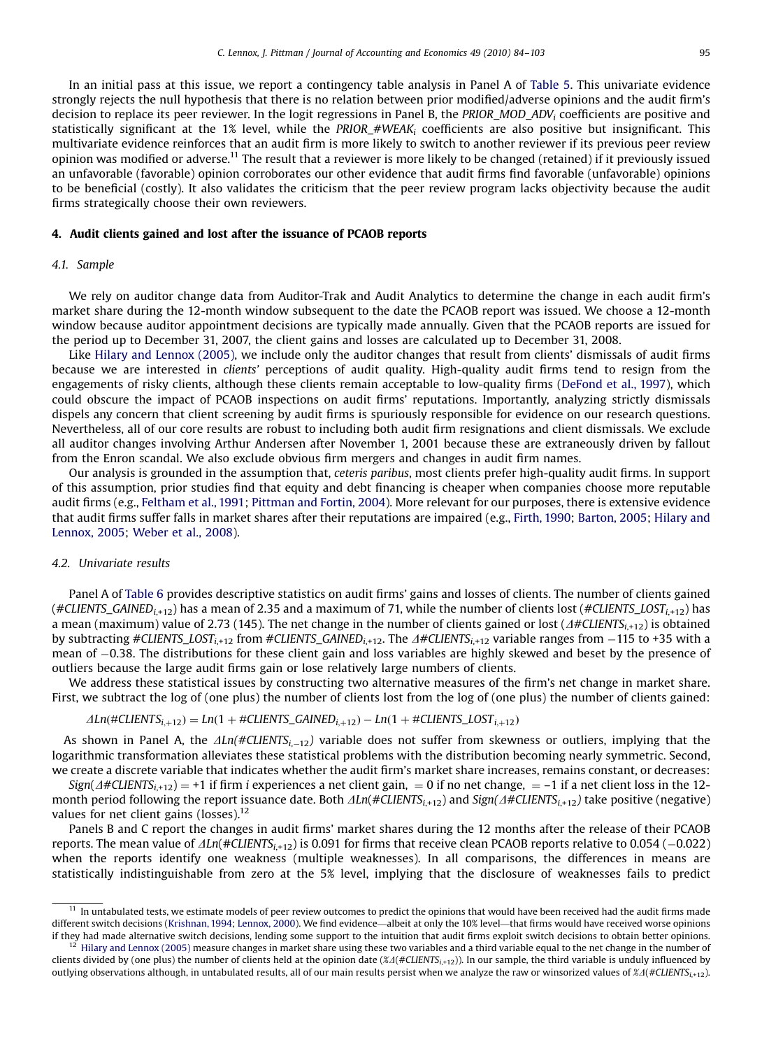In an initial pass at this issue, we report a contingency table analysis in Panel A of Table 5. This univariate evidence strongly rejects the null hypothesis that there is no relation between prior modified/adverse opinions and the audit firm's decision to replace its peer reviewer. In the logit regressions in Panel B, the $PRIOR\_MOD\_ADV_i$ coefficients are positive and statistically significant at the 1% level, while the $PRIOR\_\#WEAK_i$ coefficients are also positive but insignificant. This multivariate evidence reinforces that an audit firm is more likely to switch to another reviewer if its previous peer review opinion was modified or adverse.[11] The result that a reviewer is more likely to be changed (retained) if it previously issued an unfavorable (favorable) opinion corroborates our other evidence that audit firms find favorable (unfavorable) opinions to be beneficial (costly). It also validates the criticism that the peer review program lacks objectivity because the audit firms strategically choose their own reviewers.

## 4. Audit clients gained and lost after the issuance of PCAOB reports

### 4.1. Sample

We rely on auditor change data from Auditor-Trak and Audit Analytics to determine the change in each audit firm's market share during the 12-month window subsequent to the date the PCAOB report was issued. We choose a 12-month window because auditor appointment decisions are typically made annually. Given that the PCAOB reports are issued for the period up to December 31, 2007, the client gains and losses are calculated up to December 31, 2008.

Like Hilary and Lennox (2005), we include only the auditor changes that result from clients' dismissals of audit firms because we are interested in *clients'* perceptions of audit quality. High-quality audit firms tend to resign from the engagements of risky clients, although these clients remain acceptable to low-quality firms (DeFond et al., 1997), which could obscure the impact of PCAOB inspections on audit firms' reputations. Importantly, analyzing strictly dismissals dispels any concern that client screening by audit firms is spuriously responsible for evidence on our research questions. Nevertheless, all of our core results are robust to including both audit firm resignations and client dismissals. We exclude all auditor changes involving Arthur Andersen after November 1, 2001 because these are extraneously driven by fallout from the Enron scandal. We also exclude obvious firm mergers and changes in audit firm names.

Our analysis is grounded in the assumption that, *ceteris paribus*, most clients prefer high-quality audit firms. In support of this assumption, prior studies find that equity and debt financing is cheaper when companies choose more reputable audit firms (e.g., Feltham et al., 1991; Pittman and Fortin, 2004). More relevant for our purposes, there is extensive evidence that audit firms suffer falls in market shares after their reputations are impaired (e.g., Firth, 1990; Barton, 2005; Hilary and Lennox, 2005; Weber et al., 2008).

### 4.2. Univariate results

Panel A of Table 6 provides descriptive statistics on audit firms' gains and losses of clients. The number of clients gained ($\#CLIENTS\_GAINED_{i,+12}$) has a mean of 2.35 and a maximum of 71, while the number of clients lost ($\#CLIENTS\_LOST_{i,+12}$) has a mean (maximum) value of 2.73 (145). The net change in the number of clients gained or lost ($\Delta\#CLIENTS_{i,+12}$) is obtained by subtracting $\#CLIENTS\_LOST_{i,+12}$ from $\#CLIENTS\_GAINED_{i,+12}$. The $\Delta\#CLIENTS_{i,+12}$ variable ranges from −115 to +35 with a mean of −0.38. The distributions for these client gain and loss variables are highly skewed and beset by the presence of outliers because the large audit firms gain or lose relatively large numbers of clients.

We address these statistical issues by constructing two alternative measures of the firm's net change in market share. First, we subtract the log of (one plus) the number of clients lost from the log of (one plus) the number of clients gained:

$$\Delta Ln(\#CLIENTS_{i,+12}) = Ln(1 + \#CLIENTS\_GAINED_{i,+12}) - Ln(1 + \#CLIENTS\_LOST_{i,+12})$$

As shown in Panel A, the $\Delta Ln(\#CLIENTS_{i,-12})$ variable does not suffer from skewness or outliers, implying that the logarithmic transformation alleviates these statistical problems with the distribution becoming nearly symmetric. Second, we create a discrete variable that indicates whether the audit firm's market share increases, remains constant, or decreases:

$Sign(\Delta\#CLIENTS_{i,+12})$ = +1 if firm $i$ experiences a net client gain, = 0 if no net change, = −1 if a net client loss in the 12-month period following the report issuance date. Both $\Delta Ln(\#CLIENTS_{i,+12})$ and $Sign(\Delta\#CLIENTS_{i,+12})$ take positive (negative) values for net client gains (losses).[12]

Panels B and C report the changes in audit firms' market shares during the 12 months after the release of their PCAOB reports. The mean value of $\Delta Ln(\#CLIENTS_{i,+12})$ is 0.091 for firms that receive clean PCAOB reports relative to 0.054 (−0.022) when the reports identify one weakness (multiple weaknesses). In all comparisons, the differences in means are statistically indistinguishable from zero at the 5% level, implying that the disclosure of weaknesses fails to predict

---

[11] In untabulated tests, we estimate models of peer review outcomes to predict the opinions that would have been received had the audit firms made different switch decisions (Krishnan, 1994; Lennox, 2000). We find evidence—albeit at only the 10% level—that firms would have received worse opinions if they had made alternative switch decisions, lending some support to the intuition that audit firms exploit switch decisions to obtain better opinions.

[12] Hilary and Lennox (2005) measure changes in market share using these two variables and a third variable equal to the net change in the number of clients divided by (one plus) the number of clients held at the opinion date ($\%\Delta(\#CLIENTS_{i,+12})$). In our sample, the third variable is unduly influenced by outlying observations although, in untabulated results, all of our main results persist when we analyze the raw or winsorized values of $\%\Delta(\#CLIENTS_{i,+12})$.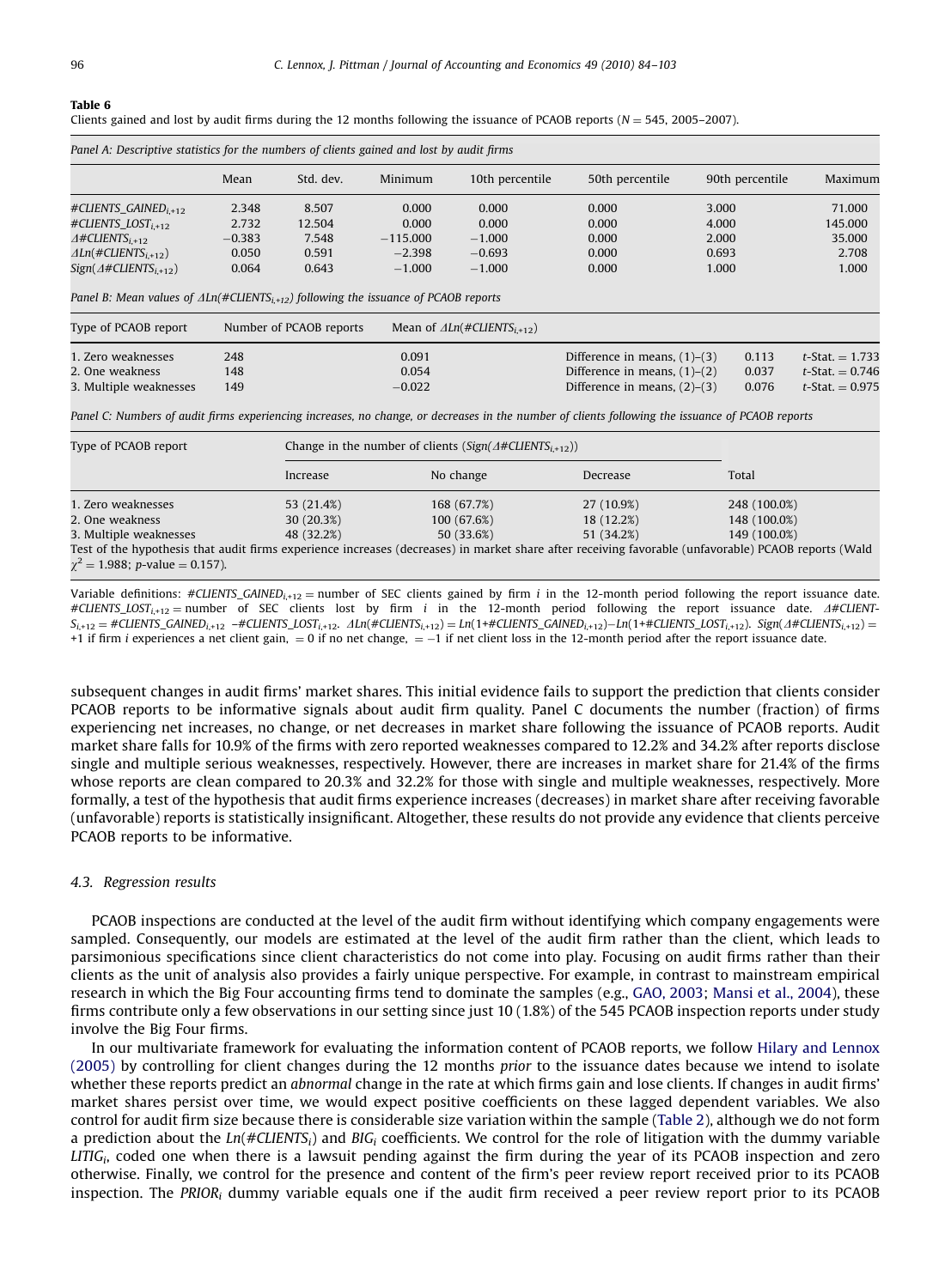**Table 6**

Clients gained and lost by audit firms during the 12 months following the issuance of PCAOB reports ($N = 545$, 2005–2007).

*Panel A: Descriptive statistics for the numbers of clients gained and lost by audit firms*

| | Mean | Std. dev. | Minimum | 10th percentile | 50th percentile | 90th percentile | Maximum |
|---|---|---|---|---|---|---|---|
| $\#CLIENTS\_GAINED_{i,+12}$ | 2.348 | 8.507 | 0.000 | 0.000 | 0.000 | 3.000 | 71.000 |
| $\#CLIENTS\_LOST_{i,+12}$ | 2.732 | 12.504 | 0.000 | 0.000 | 0.000 | 4.000 | 145.000 |
| $\Delta\#CLIENTS_{i,+12}$ | −0.383 | 7.548 | −115.000 | −1.000 | 0.000 | 2.000 | 35.000 |
| $\Delta Ln(\#CLIENTS_{i,+12})$ | 0.050 | 0.591 | −2.398 | −0.693 | 0.000 | 0.693 | 2.708 |
| $Sign(\Delta\#CLIENTS_{i,+12})$ | 0.064 | 0.643 | −1.000 | −1.000 | 0.000 | 1.000 | 1.000 |

*Panel B: Mean values of $\Delta Ln(\#CLIENTS_{i,+12})$ following the issuance of PCAOB reports*

| Type of PCAOB report | Number of PCAOB reports | Mean of $\Delta Ln(\#CLIENTS_{i,+12})$ | | | |
|---|---|---|---|---|---|
| 1. Zero weaknesses | 248 | 0.091 | Difference in means, (1)–(3) | 0.113 | $t$-Stat. = 1.733 |
| 2. One weakness | 148 | 0.054 | Difference in means, (1)–(2) | 0.037 | $t$-Stat. = 0.746 |
| 3. Multiple weaknesses | 149 | −0.022 | Difference in means, (2)–(3) | 0.076 | $t$-Stat. = 0.975 |

*Panel C: Numbers of audit firms experiencing increases, no change, or decreases in the number of clients following the issuance of PCAOB reports*

| Type of PCAOB report | Change in the number of clients ($Sign(\Delta\#CLIENTS_{i,+12})$) | | | |
|---|---|---|---|---|
| | Increase | No change | Decrease | Total |
| 1. Zero weaknesses | 53 (21.4%) | 168 (67.7%) | 27 (10.9%) | 248 (100.0%) |
| 2. One weakness | 30 (20.3%) | 100 (67.6%) | 18 (12.2%) | 148 (100.0%) |
| 3. Multiple weaknesses | 48 (32.2%) | 50 (33.6%) | 51 (34.2%) | 149 (100.0%) |

Test of the hypothesis that audit firms experience increases (decreases) in market share after receiving favorable (unfavorable) PCAOB reports (Wald $\chi^2 = 1.988$; $p$-value = 0.157).

Variable definitions: $\#CLIENTS\_GAINED_{i,+12}$ = number of SEC clients gained by firm $i$ in the 12-month period following the report issuance date. $\#CLIENTS\_LOST_{i,+12}$ = number of SEC clients lost by firm $i$ in the 12-month period following the report issuance date. $\Delta\#CLIENTS_{i,+12} = \#CLIENTS\_GAINED_{i,+12} - \#CLIENTS\_LOST_{i,+12}$. $\Delta Ln(\#CLIENTS_{i,+12}) = Ln(1+\#CLIENTS\_GAINED_{i,+12}) - Ln(1+\#CLIENTS\_LOST_{i,+12})$. $Sign(\Delta\#CLIENTS_{i,+12})$ = +1 if firm $i$ experiences a net client gain, = 0 if no net change, = −1 if net client loss in the 12-month period after the report issuance date.

subsequent changes in audit firms' market shares. This initial evidence fails to support the prediction that clients consider PCAOB reports to be informative signals about audit firm quality. Panel C documents the number (fraction) of firms experiencing net increases, no change, or net decreases in market share following the issuance of PCAOB reports. Audit market share falls for 10.9% of the firms with zero reported weaknesses compared to 12.2% and 34.2% after reports disclose single and multiple serious weaknesses, respectively. However, there are increases in market share for 21.4% of the firms whose reports are clean compared to 20.3% and 32.2% for those with single and multiple weaknesses, respectively. More formally, a test of the hypothesis that audit firms experience increases (decreases) in market share after receiving favorable (unfavorable) reports is statistically insignificant. Altogether, these results do not provide any evidence that clients perceive PCAOB reports to be informative.

### 4.3. Regression results

PCAOB inspections are conducted at the level of the audit firm without identifying which company engagements were sampled. Consequently, our models are estimated at the level of the audit firm rather than the client, which leads to parsimonious specifications since client characteristics do not come into play. Focusing on audit firms rather than their clients as the unit of analysis also provides a fairly unique perspective. For example, in contrast to mainstream empirical research in which the Big Four accounting firms tend to dominate the samples (e.g., GAO, 2003; Mansi et al., 2004), these firms contribute only a few observations in our setting since just 10 (1.8%) of the 545 PCAOB inspection reports under study involve the Big Four firms.

In our multivariate framework for evaluating the information content of PCAOB reports, we follow Hilary and Lennox (2005) by controlling for client changes during the 12 months *prior* to the issuance dates because we intend to isolate whether these reports predict an *abnormal* change in the rate at which firms gain and lose clients. If changes in audit firms' market shares persist over time, we would expect positive coefficients on these lagged dependent variables. We also control for audit firm size because there is considerable size variation within the sample (Table 2), although we do not form a prediction about the $Ln(\#CLIENTS_i)$ and $BIG_i$ coefficients. We control for the role of litigation with the dummy variable $LITIG_i$, coded one when there is a lawsuit pending against the firm during the year of its PCAOB inspection and zero otherwise. Finally, we control for the presence and content of the firm's peer review report received prior to its PCAOB inspection. The $PRIOR_i$ dummy variable equals one if the audit firm received a peer review report prior to its PCAOB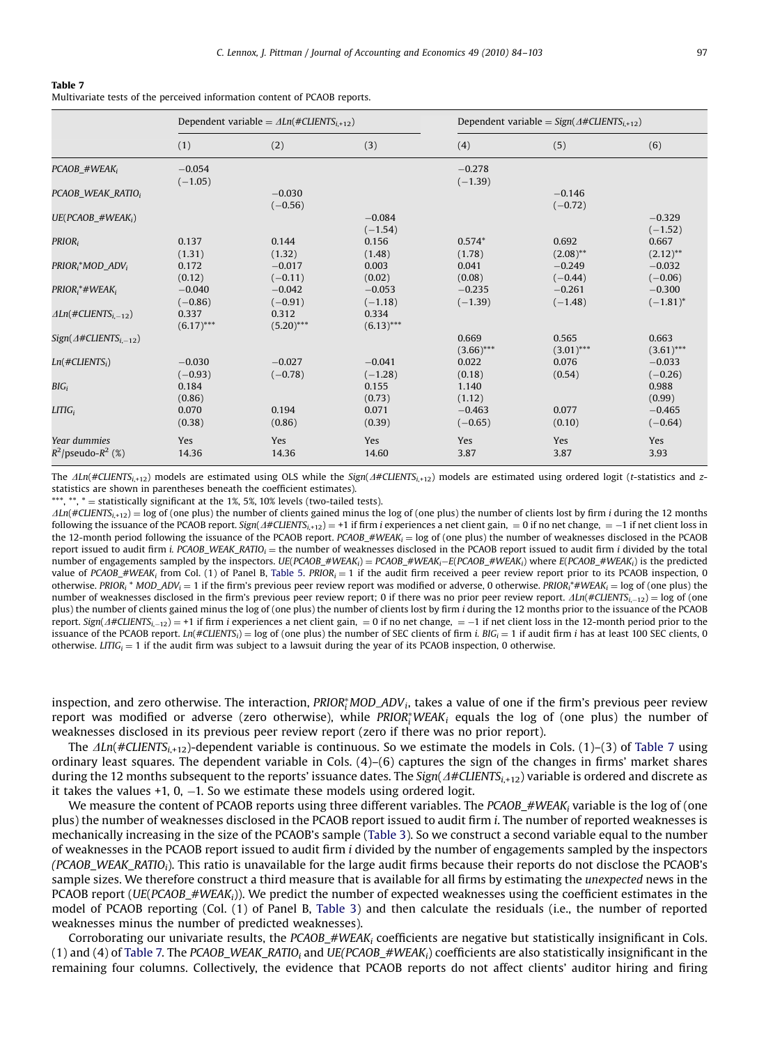**Table 7**
Multivariate tests of the perceived information content of PCAOB reports.

| | Dependent variable = $\Delta Ln(\#CLIENTS_{i,+12})$ | | | Dependent variable = $Sign(\Delta \#CLIENTS_{i,+12})$ | | |
|---|---|---|---|---|---|---|
| | (1) | (2) | (3) | (4) | (5) | (6) |
| $PCAOB\_\#WEAK_i$ | −0.054 (−1.05) | | | −0.278 (−1.39) | | |
| $PCAOB\_WEAK\_RATIO_i$ | | −0.030 (−0.56) | | | −0.146 (−0.72) | |
| $UE(PCAOB\_\#WEAK_i)$ | | | −0.084 (−1.54) | | | −0.329 (−1.52) |
| $PRIOR_i$ | 0.137 (1.31) | 0.144 (1.32) | 0.156 (1.48) | 0.574* (1.78) | 0.692 (2.08)** | 0.667 (2.12)** |
| $PRIOR_i{}^*MOD\_ADV_i$ | 0.172 (0.12) | −0.017 (−0.11) | 0.003 (0.02) | 0.041 (0.08) | −0.249 (−0.44) | −0.032 (−0.06) |
| $PRIOR_i{}^*\#WEAK_i$ | −0.040 (−0.86) | −0.042 (−0.91) | −0.053 (−1.18) | −0.235 (−1.39) | −0.261 (−1.48) | −0.300 (−1.81)* |
| $\Delta Ln(\#CLIENTS_{i,-12})$ | 0.337 (6.17)*** | 0.312 (5.20)*** | 0.334 (6.13)*** | | | |
| $Sign(\Delta \#CLIENTS_{i,-12})$ | | | | 0.669 (3.66)*** | 0.565 (3.01)*** | 0.663 (3.61)*** |
| $Ln(\#CLIENTS_i)$ | −0.030 (−0.93) | −0.027 (−0.78) | −0.041 (−1.28) | 0.022 (0.18) | 0.076 (0.54) | −0.033 (−0.26) |
| $BIG_i$ | 0.184 (0.86) | | 0.155 (0.73) | 1.140 (1.12) | | 0.988 (0.99) |
| $LITIG_i$ | 0.070 (0.38) | 0.194 (0.86) | 0.071 (0.39) | −0.463 (−0.65) | 0.077 (0.10) | −0.465 (−0.64) |
| Year dummies | Yes | Yes | Yes | Yes | Yes | Yes |
| $R^2$/pseudo-$R^2$ (%) | 14.36 | 14.36 | 14.60 | 3.87 | 3.87 | 3.93 |

The $\Delta Ln(\#CLIENTS_{i,+12})$ models are estimated using OLS while the $Sign(\Delta \#CLIENTS_{i,+12})$ models are estimated using ordered logit (t-statistics and z-statistics are shown in parentheses beneath the coefficient estimates).

***, **, * = statistically significant at the 1%, 5%, 10% levels (two-tailed tests).

$\Delta Ln(\#CLIENTS_{i,+12})$ = log of (one plus) the number of clients gained minus the log of (one plus) the number of clients lost by firm $i$ during the 12 months following the issuance of the PCAOB report. $Sign(\Delta \#CLIENTS_{i,+12})$ = +1 if firm $i$ experiences a net client gain, = 0 if no net change, = −1 if net client loss in the 12-month period following the issuance of the PCAOB report. $PCAOB\_\#WEAK_i$ = log of (one plus) the number of weaknesses disclosed in the PCAOB report issued to audit firm $i$. $PCAOB\_WEAK\_RATIO_i$ = the number of weaknesses disclosed in the PCAOB report issued to audit firm $i$ divided by the total number of engagements sampled by the inspectors. $UE(PCAOB\_\#WEAK_i) = PCAOB\_\#WEAK_i - E(PCAOB\_\#WEAK_i)$ where $E(PCAOB\_\#WEAK_i)$ is the predicted value of $PCAOB\_\#WEAK_i$ from Col. (1) of Panel B, Table 5. $PRIOR_i$ = 1 if the audit firm received a peer review report prior to its PCAOB inspection, 0 otherwise. $PRIOR_i{}^*MOD\_ADV_i$ = 1 if the firm's previous peer review report was modified or adverse, 0 otherwise. $PRIOR_i{}^*\#WEAK_i$ = log of (one plus) the number of weaknesses disclosed in the firm's previous peer review report; 0 if there was no prior peer review report. $\Delta Ln(\#CLIENTS_{i,-12})$ = log of (one plus) the number of clients gained minus the log of (one plus) the number of clients lost by firm $i$ during the 12 months prior to the issuance of the PCAOB report. $Sign(\Delta \#CLIENTS_{i,-12})$ = +1 if firm $i$ experiences a net client gain, = 0 if no net change, = −1 if net client loss in the 12-month period prior to the issuance of the PCAOB report. $Ln(\#CLIENTS_i)$ = log of (one plus) the number of SEC clients of firm $i$. $BIG_i$ = 1 if audit firm $i$ has at least 100 SEC clients, 0 otherwise. $LITIG_i$ = 1 if the audit firm was subject to a lawsuit during the year of its PCAOB inspection, 0 otherwise.

inspection, and zero otherwise. The interaction, $PRIOR_i^*MOD\_ADV_i$, takes a value of one if the firm's previous peer review report was modified or adverse (zero otherwise), while $PRIOR_i^*WEAK_i$ equals the log of (one plus) the number of weaknesses disclosed in its previous peer review report (zero if there was no prior report).

The $\Delta Ln(\#CLIENTS_{i,+12})$-dependent variable is continuous. So we estimate the models in Cols. (1)–(3) of Table 7 using ordinary least squares. The dependent variable in Cols. (4)–(6) captures the sign of the changes in firms' market shares during the 12 months subsequent to the reports' issuance dates. The $Sign(\Delta \#CLIENTS_{i,+12})$ variable is ordered and discrete as it takes the values +1, 0, −1. So we estimate these models using ordered logit.

We measure the content of PCAOB reports using three different variables. The $PCAOB\_\#WEAK_i$ variable is the log of (one plus) the number of weaknesses disclosed in the PCAOB report issued to audit firm $i$. The number of reported weaknesses is mechanically increasing in the size of the PCAOB's sample (Table 3). So we construct a second variable equal to the number of weaknesses in the PCAOB report issued to audit firm $i$ divided by the number of engagements sampled by the inspectors ($PCAOB\_WEAK\_RATIO_i$). This ratio is unavailable for the large audit firms because their reports do not disclose the PCAOB's sample sizes. We therefore construct a third measure that is available for all firms by estimating the *unexpected* news in the PCAOB report ($UE(PCAOB\_\#WEAK_i)$). We predict the number of expected weaknesses using the coefficient estimates in the model of PCAOB reporting (Col. (1) of Panel B, Table 3) and then calculate the residuals (i.e., the number of reported weaknesses minus the number of predicted weaknesses).

Corroborating our univariate results, the $PCAOB\_\#WEAK_i$ coefficients are negative but statistically insignificant in Cols. (1) and (4) of Table 7. The $PCAOB\_WEAK\_RATIO_i$ and $UE(PCAOB\_\#WEAK_i)$ coefficients are also statistically insignificant in the remaining four columns. Collectively, the evidence that PCAOB reports do not affect clients' auditor hiring and firing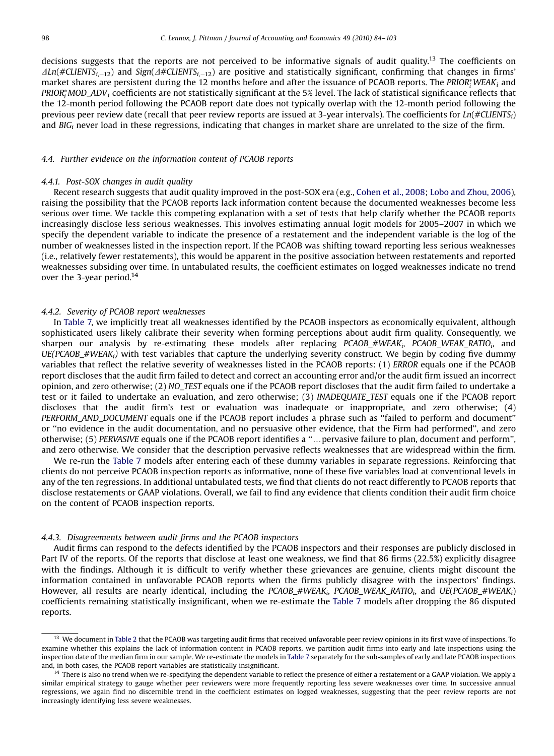decisions suggests that the reports are not perceived to be informative signals of audit quality.[13] The coefficients on $\Delta Ln(\#CLIENTS_{i,-12})$ and $Sign(\Delta\#CLIENTS_{i,-12})$ are positive and statistically significant, confirming that changes in firms' market shares are persistent during the 12 months before and after the issuance of PCAOB reports. The $PRIOR_i^{*}WEAK_i$ and $PRIOR_i^{*}MOD\_ADV_i$ coefficients are not statistically significant at the 5% level. The lack of statistical significance reflects that the 12-month period following the PCAOB report date does not typically overlap with the 12-month period following the previous peer review date (recall that peer review reports are issued at 3-year intervals). The coefficients for $Ln(\#CLIENTS_i)$ and $BIG_i$ never load in these regressions, indicating that changes in market share are unrelated to the size of the firm.

### 4.4. Further evidence on the information content of PCAOB reports

#### 4.4.1. Post-SOX changes in audit quality

Recent research suggests that audit quality improved in the post-SOX era (e.g., Cohen et al., 2008; Lobo and Zhou, 2006), raising the possibility that the PCAOB reports lack information content because the documented weaknesses become less serious over time. We tackle this competing explanation with a set of tests that help clarify whether the PCAOB reports increasingly disclose less serious weaknesses. This involves estimating annual logit models for 2005–2007 in which we specify the dependent variable to indicate the presence of a restatement and the independent variable is the log of the number of weaknesses listed in the inspection report. If the PCAOB was shifting toward reporting less serious weaknesses (i.e., relatively fewer restatements), this would be apparent in the positive association between restatements and reported weaknesses subsiding over time. In untabulated results, the coefficient estimates on logged weaknesses indicate no trend over the 3-year period.[14]

#### 4.4.2. Severity of PCAOB report weaknesses

In Table 7, we implicitly treat all weaknesses identified by the PCAOB inspectors as economically equivalent, although sophisticated users likely calibrate their severity when forming perceptions about audit firm quality. Consequently, we sharpen our analysis by re-estimating these models after replacing $PCAOB\_\#WEAK_i$, $PCAOB\_WEAK\_RATIO_i$, and $UE(PCAOB\_\#WEAK_i)$ with test variables that capture the underlying severity construct. We begin by coding five dummy variables that reflect the relative severity of weaknesses listed in the PCAOB reports: (1) *ERROR* equals one if the PCAOB report discloses that the audit firm failed to detect and correct an accounting error and/or the audit firm issued an incorrect opinion, and zero otherwise; (2) *NO_TEST* equals one if the PCAOB report discloses that the audit firm failed to undertake a test or it failed to undertake an evaluation, and zero otherwise; (3) *INADEQUATE_TEST* equals one if the PCAOB report discloses that the audit firm's test or evaluation was inadequate or inappropriate, and zero otherwise; (4) *PERFORM_AND_DOCUMENT* equals one if the PCAOB report includes a phrase such as "failed to perform and document" or "no evidence in the audit documentation, and no persuasive other evidence, that the Firm had performed", and zero otherwise; (5) *PERVASIVE* equals one if the PCAOB report identifies a "…pervasive failure to plan, document and perform", and zero otherwise. We consider that the description pervasive reflects weaknesses that are widespread within the firm.

We re-run the Table 7 models after entering each of these dummy variables in separate regressions. Reinforcing that clients do not perceive PCAOB inspection reports as informative, none of these five variables load at conventional levels in any of the ten regressions. In additional untabulated tests, we find that clients do not react differently to PCAOB reports that disclose restatements or GAAP violations. Overall, we fail to find any evidence that clients condition their audit firm choice on the content of PCAOB inspection reports.

#### 4.4.3. Disagreements between audit firms and the PCAOB inspectors

Audit firms can respond to the defects identified by the PCAOB inspectors and their responses are publicly disclosed in Part IV of the reports. Of the reports that disclose at least one weakness, we find that 86 firms (22.5%) explicitly disagree with the findings. Although it is difficult to verify whether these grievances are genuine, clients might discount the information contained in unfavorable PCAOB reports when the firms publicly disagree with the inspectors' findings. However, all results are nearly identical, including the $PCAOB\_\#WEAK_i$, $PCAOB\_WEAK\_RATIO_i$, and $UE(PCAOB\_\#WEAK_i)$ coefficients remaining statistically insignificant, when we re-estimate the Table 7 models after dropping the 86 disputed reports.

---

[13] We document in Table 2 that the PCAOB was targeting audit firms that received unfavorable peer review opinions in its first wave of inspections. To examine whether this explains the lack of information content in PCAOB reports, we partition audit firms into early and late inspections using the inspection date of the median firm in our sample. We re-estimate the models in Table 7 separately for the sub-samples of early and late PCAOB inspections and, in both cases, the PCAOB report variables are statistically insignificant.

[14] There is also no trend when we re-specifying the dependent variable to reflect the presence of either a restatement or a GAAP violation. We apply a similar empirical strategy to gauge whether peer reviewers were more frequently reporting less severe weaknesses over time. In successive annual regressions, we again find no discernible trend in the coefficient estimates on logged weaknesses, suggesting that the peer review reports are not increasingly identifying less severe weaknesses.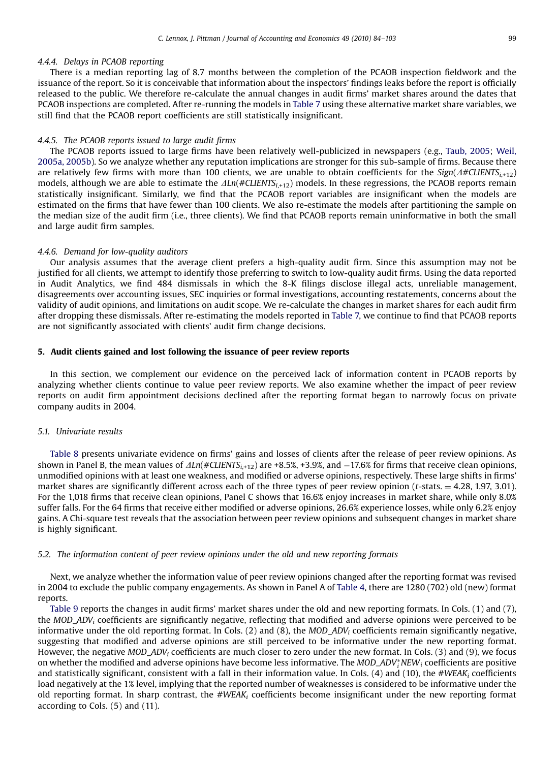#### 4.4.4. Delays in PCAOB reporting

There is a median reporting lag of 8.7 months between the completion of the PCAOB inspection fieldwork and the issuance of the report. So it is conceivable that information about the inspectors' findings leaks before the report is officially released to the public. We therefore re-calculate the annual changes in audit firms' market shares around the dates that PCAOB inspections are completed. After re-running the models in Table 7 using these alternative market share variables, we still find that the PCAOB report coefficients are still statistically insignificant.

#### 4.4.5. The PCAOB reports issued to large audit firms

The PCAOB reports issued to large firms have been relatively well-publicized in newspapers (e.g., Taub, 2005; Weil, 2005a, 2005b). So we analyze whether any reputation implications are stronger for this sub-sample of firms. Because there are relatively few firms with more than 100 clients, we are unable to obtain coefficients for the $Sign(\Delta\#CLIENTS_{i,+12})$ models, although we are able to estimate the $\Delta Ln(\#CLIENTS_{i,+12})$ models. In these regressions, the PCAOB reports remain statistically insignificant. Similarly, we find that the PCAOB report variables are insignificant when the models are estimated on the firms that have fewer than 100 clients. We also re-estimate the models after partitioning the sample on the median size of the audit firm (i.e., three clients). We find that PCAOB reports remain uninformative in both the small and large audit firm samples.

#### 4.4.6. Demand for low-quality auditors

Our analysis assumes that the average client prefers a high-quality audit firm. Since this assumption may not be justified for all clients, we attempt to identify those preferring to switch to low-quality audit firms. Using the data reported in Audit Analytics, we find 484 dismissals in which the 8-K filings disclose illegal acts, unreliable management, disagreements over accounting issues, SEC inquiries or formal investigations, accounting restatements, concerns about the validity of audit opinions, and limitations on audit scope. We re-calculate the changes in market shares for each audit firm after dropping these dismissals. After re-estimating the models reported in Table 7, we continue to find that PCAOB reports are not significantly associated with clients' audit firm change decisions.

## 5. Audit clients gained and lost following the issuance of peer review reports

In this section, we complement our evidence on the perceived lack of information content in PCAOB reports by analyzing whether clients continue to value peer review reports. We also examine whether the impact of peer review reports on audit firm appointment decisions declined after the reporting format began to narrowly focus on private company audits in 2004.

### 5.1. Univariate results

Table 8 presents univariate evidence on firms' gains and losses of clients after the release of peer review opinions. As shown in Panel B, the mean values of $\Delta Ln(\#CLIENTS_{i,+12})$ are +8.5%, +3.9%, and −17.6% for firms that receive clean opinions, unmodified opinions with at least one weakness, and modified or adverse opinions, respectively. These large shifts in firms' market shares are significantly different across each of the three types of peer review opinion ($t$-stats. = 4.28, 1.97, 3.01). For the 1,018 firms that receive clean opinions, Panel C shows that 16.6% enjoy increases in market share, while only 8.0% suffer falls. For the 64 firms that receive either modified or adverse opinions, 26.6% experience losses, while only 6.2% enjoy gains. A Chi-square test reveals that the association between peer review opinions and subsequent changes in market share is highly significant.

### 5.2. The information content of peer review opinions under the old and new reporting formats

Next, we analyze whether the information value of peer review opinions changed after the reporting format was revised in 2004 to exclude the public company engagements. As shown in Panel A of Table 4, there are 1280 (702) old (new) format reports.

Table 9 reports the changes in audit firms' market shares under the old and new reporting formats. In Cols. (1) and (7), the $MOD\_ADV_i$ coefficients are significantly negative, reflecting that modified and adverse opinions were perceived to be informative under the old reporting format. In Cols. (2) and (8), the $MOD\_ADV_i$ coefficients remain significantly negative, suggesting that modified and adverse opinions are still perceived to be informative under the new reporting format. However, the negative $MOD\_ADV_i$ coefficients are much closer to zero under the new format. In Cols. (3) and (9), we focus on whether the modified and adverse opinions have become less informative. The $MOD\_ADV_i^{*}NEW_i$ coefficients are positive and statistically significant, consistent with a fall in their information value. In Cols. (4) and (10), the $\#WEAK_i$ coefficients load negatively at the 1% level, implying that the reported number of weaknesses is considered to be informative under the old reporting format. In sharp contrast, the $\#WEAK_i$ coefficients become insignificant under the new reporting format according to Cols. (5) and (11).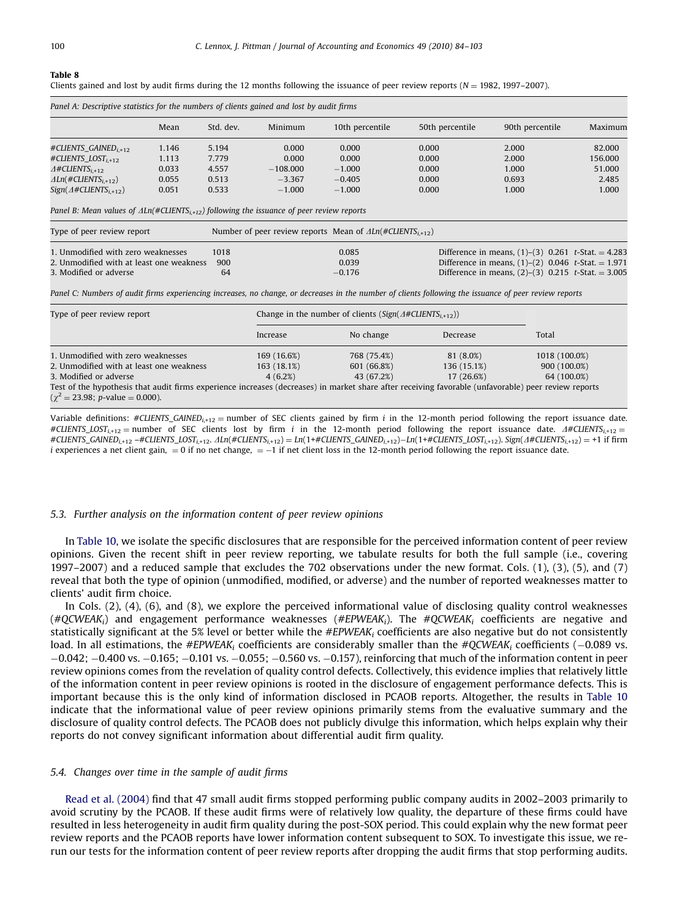**Table 8**

Clients gained and lost by audit firms during the 12 months following the issuance of peer review reports ($N = 1982$, 1997–2007).

*Panel A: Descriptive statistics for the numbers of clients gained and lost by audit firms*

| | Mean | Std. dev. | Minimum | 10th percentile | 50th percentile | 90th percentile | Maximum |
|---|---|---|---|---|---|---|---|
| $\#CLIENTS\_GAINED_{i,+12}$ | 1.146 | 5.194 | 0.000 | 0.000 | 0.000 | 2.000 | 82.000 |
| $\#CLIENTS\_LOST_{i,+12}$ | 1.113 | 7.779 | 0.000 | 0.000 | 0.000 | 2.000 | 156.000 |
| $\Delta\#CLIENTS_{i,+12}$ | 0.033 | 4.557 | −108.000 | −1.000 | 0.000 | 1.000 | 51.000 |
| $\Delta Ln(\#CLIENTS_{i,+12})$ | 0.055 | 0.513 | −3.367 | −0.405 | 0.000 | 0.693 | 2.485 |
| $Sign(\Delta\#CLIENTS_{i,+12})$ | 0.051 | 0.533 | −1.000 | −1.000 | 0.000 | 1.000 | 1.000 |

*Panel B: Mean values of $\Delta Ln(\#CLIENTS_{i,+12})$ following the issuance of peer review reports*

| Type of peer review report | Number of peer review reports | Mean of $\Delta Ln(\#CLIENTS_{i,+12})$ | |
|---|---|---|---|
| 1. Unmodified with zero weaknesses | 1018 | 0.085 | Difference in means, (1)–(3) 0.261 $t$-Stat. = 4.283 |
| 2. Unmodified with at least one weakness | 900 | 0.039 | Difference in means, (1)–(2) 0.046 $t$-Stat. = 1.971 |
| 3. Modified or adverse | 64 | −0.176 | Difference in means, (2)–(3) 0.215 $t$-Stat. = 3.005 |

*Panel C: Numbers of audit firms experiencing increases, no change, or decreases in the number of clients following the issuance of peer review reports*

| Type of peer review report | Change in the number of clients ($Sign(\Delta\#CLIENTS_{i,+12})$) | | | |
|---|---|---|---|---|
| | Increase | No change | Decrease | Total |
| 1. Unmodified with zero weaknesses | 169 (16.6%) | 768 (75.4%) | 81 (8.0%) | 1018 (100.0%) |
| 2. Unmodified with at least one weakness | 163 (18.1%) | 601 (66.8%) | 136 (15.1%) | 900 (100.0%) |
| 3. Modified or adverse | 4 (6.2%) | 43 (67.2%) | 17 (26.6%) | 64 (100.0%) |

Test of the hypothesis that audit firms experience increases (decreases) in market share after receiving favorable (unfavorable) peer review reports ($\chi^2 = 23.98$; $p$-value = 0.000).

Variable definitions: $\#CLIENTS\_GAINED_{i,+12}$ = number of SEC clients gained by firm $i$ in the 12-month period following the report issuance date. $\#CLIENTS\_LOST_{i,+12}$ = number of SEC clients lost by firm $i$ in the 12-month period following the report issuance date. $\Delta\#CLIENTS_{i,+12} = \#CLIENTS\_GAINED_{i,+12} - \#CLIENTS\_LOST_{i,+12}$. $\Delta Ln(\#CLIENTS_{i,+12}) = Ln(1+\#CLIENTS\_GAINED_{i,+12}) - Ln(1+\#CLIENTS\_LOST_{i,+12})$. $Sign(\Delta\#CLIENTS_{i,+12}) = +1$ if firm $i$ experiences a net client gain, $= 0$ if no net change, $= -1$ if net client loss in the 12-month period following the report issuance date.

### 5.3. Further analysis on the information content of peer review opinions

In Table 10, we isolate the specific disclosures that are responsible for the perceived information content of peer review opinions. Given the recent shift in peer review reporting, we tabulate results for both the full sample (i.e., covering 1997–2007) and a reduced sample that excludes the 702 observations under the new format. Cols. (1), (3), (5), and (7) reveal that both the type of opinion (unmodified, modified, or adverse) and the number of reported weaknesses matter to clients' audit firm choice.

In Cols. (2), (4), (6), and (8), we explore the perceived informational value of disclosing quality control weaknesses ($\#QCWEAK_i$) and engagement performance weaknesses ($\#EPWEAK_i$). The $\#QCWEAK_i$ coefficients are negative and statistically significant at the 5% level or better while the $\#EPWEAK_i$ coefficients are also negative but do not consistently load. In all estimations, the $\#EPWEAK_i$ coefficients are considerably smaller than the $\#QCWEAK_i$ coefficients (−0.089 vs. −0.042; −0.400 vs. −0.165; −0.101 vs. −0.055; −0.560 vs. −0.157), reinforcing that much of the information content in peer review opinions comes from the revelation of quality control defects. Collectively, this evidence implies that relatively little of the information content in peer review opinions is rooted in the disclosure of engagement performance defects. This is important because this is the only kind of information disclosed in PCAOB reports. Altogether, the results in Table 10 indicate that the informational value of peer review opinions primarily stems from the evaluative summary and the disclosure of quality control defects. The PCAOB does not publicly divulge this information, which helps explain why their reports do not convey significant information about differential audit firm quality.

### 5.4. Changes over time in the sample of audit firms

Read et al. (2004) find that 47 small audit firms stopped performing public company audits in 2002–2003 primarily to avoid scrutiny by the PCAOB. If these audit firms were of relatively low quality, the departure of these firms could have resulted in less heterogeneity in audit firm quality during the post-SOX period. This could explain why the new format peer review reports and the PCAOB reports have lower information content subsequent to SOX. To investigate this issue, we re-run our tests for the information content of peer review reports after dropping the audit firms that stop performing audits.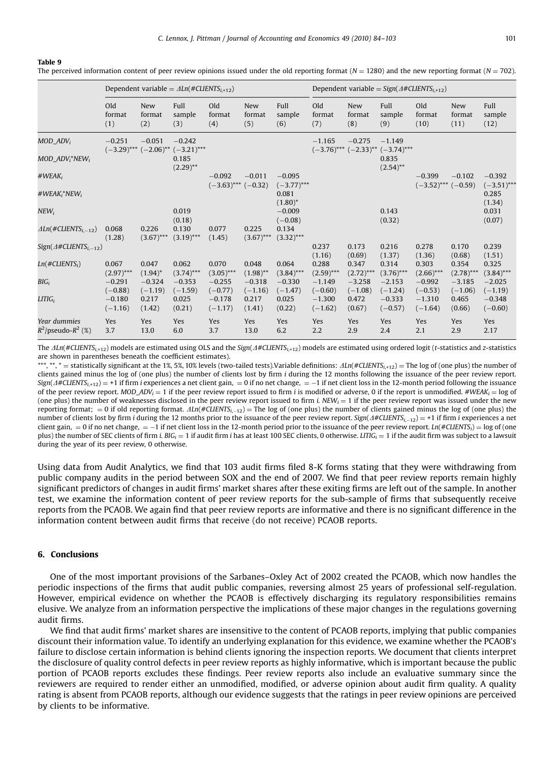**Table 9**

The perceived information content of peer review opinions issued under the old reporting format ($N = 1280$) and the new reporting format ($N = 702$).

| | Dependent variable = $\Delta Ln(\#CLIENTS_{i,+12})$ | | | | | | Dependent variable = $Sign(\Delta\#CLIENTS_{i,+12})$ | | | | | |
|---|---|---|---|---|---|---|---|---|---|---|---|---|
| | Old format (1) | New format (2) | Full sample (3) | Old format (4) | New format (5) | Full sample (6) | Old format (7) | New format (8) | Full sample (9) | Old format (10) | New format (11) | Full sample (12) |
| $MOD\_ADV_i$ | −0.251 (−3.29)*** | −0.051 (−2.06)** | −0.242 (−3.21)*** | | | | −1.165 (−3.76)*** | −0.275 (−2.33)** | −1.149 (−3.74)*** | | | |
| $MOD\_ADV_i{*}NEW_i$ | | | 0.185 (2.29)** | | | | | | 0.835 (2.54)** | | | |
| $\#WEAK_i$ | | | | −0.092 (−3.63)*** | −0.011 (−0.32) | −0.095 (−3.77)*** | | | | −0.399 (−3.52)*** | −0.102 (−0.59) | −0.392 (−3.51)*** |
| $\#WEAK_i{*}NEW_i$ | | | | | | 0.081 (1.80)* | | | | | | 0.285 (1.34) |
| $NEW_i$ | | | 0.019 (0.18) | | | −0.009 (−0.08) | | | 0.143 (0.32) | | | 0.031 (0.07) |
| $\Delta Ln(\#CLIENTS_{i,-12})$ | 0.068 (1.28) | 0.226 (3.67)*** | 0.130 (3.19)*** | 0.077 (1.45) | 0.225 (3.67)*** | 0.134 (3.32)*** | | | | | | |
| $Sign(\Delta\#CLIENTS_{i,-12})$ | | | | | | | 0.237 (1.16) | 0.173 (0.69) | 0.216 (1.37) | 0.278 (1.36) | 0.170 (0.68) | 0.239 (1.51) |
| $Ln(\#CLIENTS_i)$ | 0.067 (2.97)*** | 0.047 (1.94)* | 0.062 (3.74)*** | 0.070 (3.05)*** | 0.048 (1.98)** | 0.064 (3.84)*** | 0.288 (2.59)*** | 0.347 (2.72)*** | 0.314 (3.76)*** | 0.303 (2.66)*** | 0.354 (2.78)*** | 0.325 (3.84)*** |
| $BIG_i$ | −0.291 (−0.88) | −0.324 (−1.19) | −0.353 (−1.59) | −0.255 (−0.77) | −0.318 (−1.16) | −0.330 (−1.47) | −1.149 (−0.60) | −3.258 (−1.08) | −2.153 (−1.24) | −0.992 (−0.53) | −3.185 (−1.06) | −2.025 (−1.19) |
| $LITIG_i$ | −0.180 (−1.16) | 0.217 (1.42) | 0.025 (0.21) | −0.178 (−1.17) | 0.217 (1.41) | 0.025 (0.22) | −1.300 (−1.62) | 0.472 (0.67) | −0.333 (−0.57) | −1.310 (−1.64) | 0.465 (0.66) | −0.348 (−0.60) |
| Year dummies | Yes | Yes | Yes | Yes | Yes | Yes | Yes | Yes | Yes | Yes | Yes | Yes |
| $R^2$/pseudo-$R^2$ (%) | 3.7 | 13.0 | 6.0 | 3.7 | 13.0 | 6.2 | 2.2 | 2.9 | 2.4 | 2.1 | 2.9 | 2.17 |

The $\Delta Ln(\#CLIENTS_{i,+12})$ models are estimated using OLS and the $Sign(\Delta\#CLIENTS_{i,+12})$ models are estimated using ordered logit (*t*-statistics and *z*-statistics are shown in parentheses beneath the coefficient estimates).

***, **, * = statistically significant at the 1%, 5%, 10% levels (two-tailed tests).Variable definitions: $\Delta Ln(\#CLIENTS_{i,+12})$ = The log of (one plus) the number of clients gained minus the log of (one plus) the number of clients lost by firm *i* during the 12 months following the issuance of the peer review report. $Sign(\Delta\#CLIENTS_{i,+12})$ = +1 if firm *i* experiences a net client gain, = 0 if no net change, = −1 if net client loss in the 12-month period following the issuance of the peer review report. $MOD\_ADV_i$ = 1 if the peer review report issued to firm *i* is modified or adverse, 0 if the report is unmodified. $\#WEAK_i$ = log of (one plus) the number of weaknesses disclosed in the peer review report issued to firm *i*. $NEW_i$ = 1 if the peer review report was issued under the new reporting format; = 0 if old reporting format. $\Delta Ln(\#CLIENTS_{i,-12})$ = The log of (one plus) the number of clients gained minus the log of (one plus) the number of clients lost by firm *i* during the 12 months prior to the issuance of the peer review report. $Sign(\Delta\#CLIENTS_{i,-12})$ = +1 if firm *i* experiences a net client gain, = 0 if no net change, = −1 if net client loss in the 12-month period prior to the issuance of the peer review report. $Ln(\#CLIENTS_i)$ = log of (one plus) the number of SEC clients of firm *i*. $BIG_i$ = 1 if audit firm *i* has at least 100 SEC clients, 0 otherwise. $LITIG_i$ = 1 if the audit firm was subject to a lawsuit during the year of its peer review, 0 otherwise.

Using data from Audit Analytics, we find that 103 audit firms filed 8-K forms stating that they were withdrawing from public company audits in the period between SOX and the end of 2007. We find that peer review reports remain highly significant predictors of changes in audit firms' market shares after these exiting firms are left out of the sample. In another test, we examine the information content of peer review reports for the sub-sample of firms that subsequently receive reports from the PCAOB. We again find that peer review reports are informative and there is no significant difference in the information content between audit firms that receive (do not receive) PCAOB reports.

## 6. Conclusions

One of the most important provisions of the Sarbanes–Oxley Act of 2002 created the PCAOB, which now handles the periodic inspections of the firms that audit public companies, reversing almost 25 years of professional self-regulation. However, empirical evidence on whether the PCAOB is effectively discharging its regulatory responsibilities remains elusive. We analyze from an information perspective the implications of these major changes in the regulations governing audit firms.

We find that audit firms' market shares are insensitive to the content of PCAOB reports, implying that public companies discount their information value. To identify an underlying explanation for this evidence, we examine whether the PCAOB's failure to disclose certain information is behind clients ignoring the inspection reports. We document that clients interpret the disclosure of quality control defects in peer review reports as highly informative, which is important because the public portion of PCAOB reports excludes these findings. Peer review reports also include an evaluative summary since the reviewers are required to render either an unmodified, modified, or adverse opinion about audit firm quality. A quality rating is absent from PCAOB reports, although our evidence suggests that the ratings in peer review opinions are perceived by clients to be informative.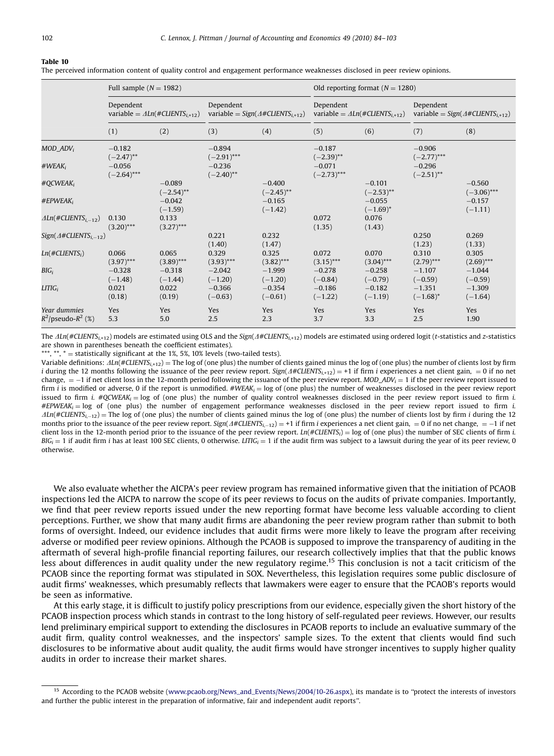**Table 10**

The perceived information content of quality control and engagement performance weaknesses disclosed in peer review opinions.

| | Full sample ($N = 1982$) | | | | Old reporting format ($N = 1280$) | | | |
|---|---|---|---|---|---|---|---|---|
| | Dependent variable = $\Delta Ln(\#CLIENTS_{i,+12})$ | | Dependent variable = $Sign(\Delta\#CLIENTS_{i,+12})$ | | Dependent variable = $\Delta Ln(\#CLIENTS_{i,+12})$ | | Dependent variable = $Sign(\Delta\#CLIENTS_{i,+12})$ | |
| | (1) | (2) | (3) | (4) | (5) | (6) | (7) | (8) |
| $MOD\_ADV_i$ | −0.182 (−2.47)** | | −0.894 (−2.91)*** | | −0.187 (−2.39)** | | −0.906 (−2.77)*** | |
| $\#WEAK_i$ | −0.056 (−2.64)*** | | −0.236 (−2.40)** | | −0.071 (−2.73)*** | | −0.296 (−2.51)** | |
| $\#QCWEAK_i$ | | −0.089 (−2.54)** | | −0.400 (−2.45)** | | −0.101 (−2.53)** | | −0.560 (−3.06)*** |
| $\#EPWEAK_i$ | | −0.042 (−1.59) | | −0.165 (−1.42) | | −0.055 (−1.69)* | | −0.157 (−1.11) |
| $\Delta Ln(\#CLIENTS_{i,-12})$ | 0.130 (3.20)*** | 0.133 (3.27)*** | | | 0.072 (1.35) | 0.076 (1.43) | | |
| $Sign(\Delta\#CLIENTS_{i,-12})$ | | | 0.221 (1.40) | 0.232 (1.47) | | | 0.250 (1.23) | 0.269 (1.33) |
| $Ln(\#CLIENTS_i)$ | 0.066 (3.97)*** | 0.065 (3.89)*** | 0.329 (3.93)*** | 0.325 (3.82)*** | 0.072 (3.15)*** | 0.070 (3.04)*** | 0.310 (2.79)*** | 0.305 (2.69)*** |
| $BIG_i$ | −0.328 (−1.48) | −0.318 (−1.44) | −2.042 (−1.20) | −1.999 (−1.20) | −0.278 (−0.84) | −0.258 (−0.79) | −1.107 (−0.59) | −1.044 (−0.59) |
| $LITIG_i$ | 0.021 (0.18) | 0.022 (0.19) | −0.366 (−0.63) | −0.354 (−0.61) | −0.186 (−1.22) | −0.182 (−1.19) | −1.351 (−1.68)* | −1.309 (−1.64) |
| Year dummies | Yes | Yes | Yes | Yes | Yes | Yes | Yes | Yes |
| $R^2$/pseudo-$R^2$ (%) | 5.3 | 5.0 | 2.5 | 2.3 | 3.7 | 3.3 | 2.5 | 1.90 |

The $\Delta Ln(\#CLIENTS_{i,+12})$ models are estimated using OLS and the $Sign(\Delta\#CLIENTS_{i,+12})$ models are estimated using ordered logit (*t*-statistics and *z*-statistics are shown in parentheses beneath the coefficient estimates).

***, **, * = statistically significant at the 1%, 5%, 10% levels (two-tailed tests).

Variable definitions: $\Delta Ln(\#CLIENTS_{i,+12})$ = The log of (one plus) the number of clients gained minus the log of (one plus) the number of clients lost by firm *i* during the 12 months following the issuance of the peer review report. $Sign(\Delta\#CLIENTS_{i,+12})$ = +1 if firm *i* experiences a net client gain, = 0 if no net change, = −1 if net client loss in the 12-month period following the issuance of the peer review report. $MOD\_ADV_i$ = 1 if the peer review report issued to firm *i* is modified or adverse, 0 if the report is unmodified. $\#WEAK_i$ = log of (one plus) the number of weaknesses disclosed in the peer review report issued to firm *i*. $\#QCWEAK_i$ = log of (one plus) the number of quality control weaknesses disclosed in the peer review report issued to firm *i*. $\#EPWEAK_i$ = log of (one plus) the number of engagement performance weaknesses disclosed in the peer review report issued to firm *i*. $\Delta Ln(\#CLIENTS_{i,-12})$ = The log of (one plus) the number of clients gained minus the log of (one plus) the number of clients lost by firm *i* during the 12 months prior to the issuance of the peer review report. $Sign(\Delta\#CLIENTS_{i,-12})$ = +1 if firm *i* experiences a net client gain, = 0 if no net change, = −1 if net client loss in the 12-month period prior to the issuance of the peer review report. $Ln(\#CLIENTS_i)$ = log of (one plus) the number of SEC clients of firm *i*. $BIG_i$ = 1 if audit firm *i* has at least 100 SEC clients, 0 otherwise. $LITIG_i$ = 1 if the audit firm was subject to a lawsuit during the year of its peer review, 0 otherwise.

We also evaluate whether the AICPA's peer review program has remained informative given that the initiation of PCAOB inspections led the AICPA to narrow the scope of its peer reviews to focus on the audits of private companies. Importantly, we find that peer review reports issued under the new reporting format have become less valuable according to client perceptions. Further, we show that many audit firms are abandoning the peer review program rather than submit to both forms of oversight. Indeed, our evidence includes that audit firms were more likely to leave the program after receiving adverse or modified peer review opinions. Although the PCAOB is supposed to improve the transparency of auditing in the aftermath of several high-profile financial reporting failures, our research collectively implies that the public knows less about differences in audit quality under the new regulatory regime.[15] This conclusion is not a tacit criticism of the PCAOB since the reporting format was stipulated in SOX. Nevertheless, this legislation requires some public disclosure of audit firms' weaknesses, which presumably reflects that lawmakers were eager to ensure that the PCAOB's reports would be seen as informative.

At this early stage, it is difficult to justify policy prescriptions from our evidence, especially given the short history of the PCAOB inspection process which stands in contrast to the long history of self-regulated peer reviews. However, our results lend preliminary empirical support to extending the disclosures in PCAOB reports to include an evaluative summary of the audit firm, quality control weaknesses, and the inspectors' sample sizes. To the extent that clients would find such disclosures to be informative about audit quality, the audit firms would have stronger incentives to supply higher quality audits in order to increase their market shares.

[15] According to the PCAOB website (www.pcaob.org/News_and_Events/News/2004/10-26.aspx), its mandate is to "protect the interests of investors and further the public interest in the preparation of informative, fair and independent audit reports".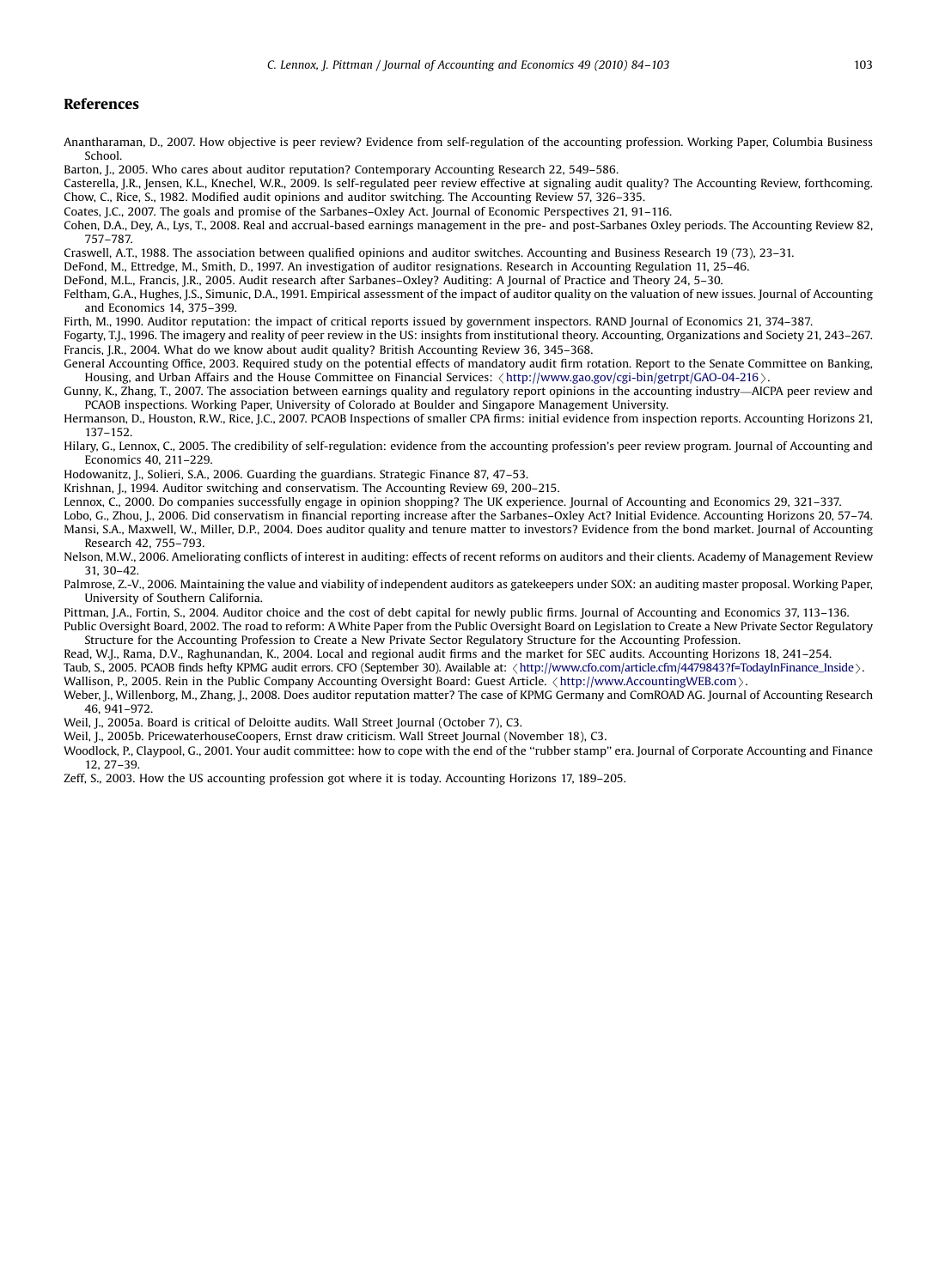## References

Anantharaman, D., 2007. How objective is peer review? Evidence from self-regulation of the accounting profession. Working Paper, Columbia Business School.

Barton, J., 2005. Who cares about auditor reputation? Contemporary Accounting Research 22, 549–586.

Casterella, J.R., Jensen, K.L., Knechel, W.R., 2009. Is self-regulated peer review effective at signaling audit quality? The Accounting Review, forthcoming.

Chow, C., Rice, S., 1982. Modified audit opinions and auditor switching. The Accounting Review 57, 326–335.

Coates, J.C., 2007. The goals and promise of the Sarbanes–Oxley Act. Journal of Economic Perspectives 21, 91–116.

Cohen, D.A., Dey, A., Lys, T., 2008. Real and accrual-based earnings management in the pre- and post-Sarbanes Oxley periods. The Accounting Review 82, 757–787.

Craswell, A.T., 1988. The association between qualified opinions and auditor switches. Accounting and Business Research 19 (73), 23–31.

DeFond, M., Ettredge, M., Smith, D., 1997. An investigation of auditor resignations. Research in Accounting Regulation 11, 25–46.

DeFond, M.L., Francis, J.R., 2005. Audit research after Sarbanes–Oxley? Auditing: A Journal of Practice and Theory 24, 5–30.

Feltham, G.A., Hughes, J.S., Simunic, D.A., 1991. Empirical assessment of the impact of auditor quality on the valuation of new issues. Journal of Accounting and Economics 14, 375–399.

Firth, M., 1990. Auditor reputation: the impact of critical reports issued by government inspectors. RAND Journal of Economics 21, 374–387.

Fogarty, T.J., 1996. The imagery and reality of peer review in the US: insights from institutional theory. Accounting, Organizations and Society 21, 243–267.

Francis, J.R., 2004. What do we know about audit quality? British Accounting Review 36, 345–368.

General Accounting Office, 2003. Required study on the potential effects of mandatory audit firm rotation. Report to the Senate Committee on Banking, Housing, and Urban Affairs and the House Committee on Financial Services: 〈http://www.gao.gov/cgi-bin/getrpt/GAO-04-216〉.

Gunny, K., Zhang, T., 2007. The association between earnings quality and regulatory report opinions in the accounting industry—AICPA peer review and PCAOB inspections. Working Paper, University of Colorado at Boulder and Singapore Management University.

Hermanson, D., Houston, R.W., Rice, J.C., 2007. PCAOB Inspections of smaller CPA firms: initial evidence from inspection reports. Accounting Horizons 21, 137–152.

Hilary, G., Lennox, C., 2005. The credibility of self-regulation: evidence from the accounting profession's peer review program. Journal of Accounting and Economics 40, 211–229.

Hodowanitz, J., Solieri, S.A., 2006. Guarding the guardians. Strategic Finance 87, 47–53.

Krishnan, J., 1994. Auditor switching and conservatism. The Accounting Review 69, 200–215.

Lennox, C., 2000. Do companies successfully engage in opinion shopping? The UK experience. Journal of Accounting and Economics 29, 321–337.

Lobo, G., Zhou, J., 2006. Did conservatism in financial reporting increase after the Sarbanes–Oxley Act? Initial Evidence. Accounting Horizons 20, 57–74.

Mansi, S.A., Maxwell, W., Miller, D.P., 2004. Does auditor quality and tenure matter to investors? Evidence from the bond market. Journal of Accounting Research 42, 755–793.

Nelson, M.W., 2006. Ameliorating conflicts of interest in auditing: effects of recent reforms on auditors and their clients. Academy of Management Review 31, 30–42.

Palmrose, Z.-V., 2006. Maintaining the value and viability of independent auditors as gatekeepers under SOX: an auditing master proposal. Working Paper, University of Southern California.

Pittman, J.A., Fortin, S., 2004. Auditor choice and the cost of debt capital for newly public firms. Journal of Accounting and Economics 37, 113–136.

Public Oversight Board, 2002. The road to reform: A White Paper from the Public Oversight Board on Legislation to Create a New Private Sector Regulatory Structure for the Accounting Profession to Create a New Private Sector Regulatory Structure for the Accounting Profession.

Read, W.J., Rama, D.V., Raghunandan, K., 2004. Local and regional audit firms and the market for SEC audits. Accounting Horizons 18, 241–254.

Taub, S., 2005. PCAOB finds hefty KPMG audit errors. CFO (September 30). Available at: 〈http://www.cfo.com/article.cfm/4479843?f=TodayInFinance_Inside〉.

Wallison, P., 2005. Rein in the Public Company Accounting Oversight Board: Guest Article. 〈http://www.AccountingWEB.com〉.

Weber, J., Willenborg, M., Zhang, J., 2008. Does auditor reputation matter? The case of KPMG Germany and ComROAD AG. Journal of Accounting Research 46, 941–972.

Weil, J., 2005a. Board is critical of Deloitte audits. Wall Street Journal (October 7), C3.

Weil, J., 2005b. PricewaterhouseCoopers, Ernst draw criticism. Wall Street Journal (November 18), C3.

Woodlock, P., Claypool, G., 2001. Your audit committee: how to cope with the end of the "rubber stamp" era. Journal of Corporate Accounting and Finance 12, 27–39.

Zeff, S., 2003. How the US accounting profession got where it is today. Accounting Horizons 17, 189–205.